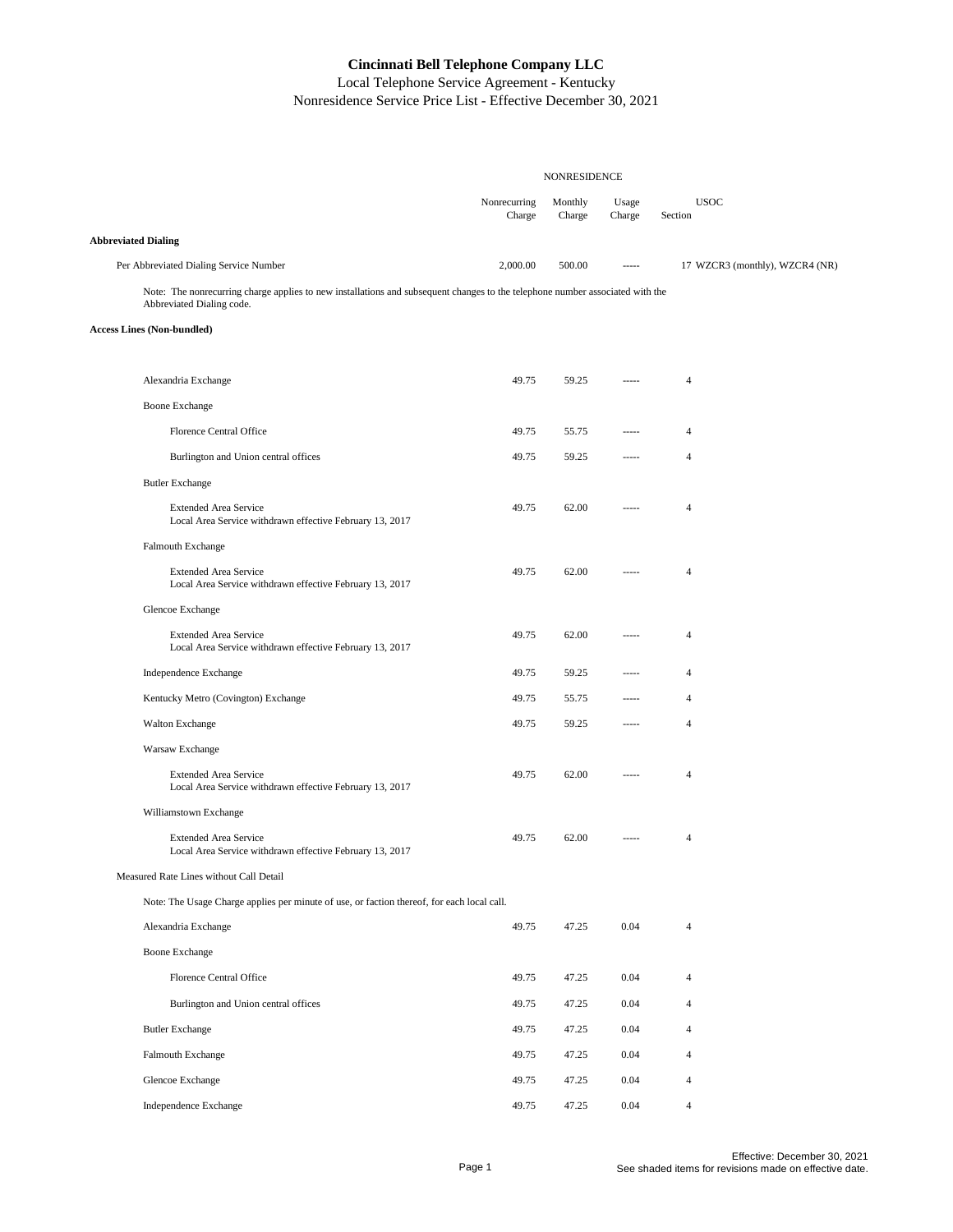**Cincinnati Bell Telephone Company LLC**
Local Telephone Service Agreement - Kentucky
Nonresidence Service Price List - Effective December 30, 2021

| | NONRESIDENCE | | | | |
|---|---|---|---|---|---|
| | Nonrecurring Charge | Monthly Charge | Usage Charge | Section | USOC |
| **Abbreviated Dialing** | | | | | |
| Per Abbreviated Dialing Service Number | 2,000.00 | 500.00 | ----- | 17 | WZCR3 (monthly), WZCR4 (NR) |
| Note: The nonrecurring charge applies to new installations and subsequent changes to the telephone number associated with the Abbreviated Dialing code. | | | | | |
| **Access Lines (Non-bundled)** | | | | | |
| Alexandria Exchange | 49.75 | 59.25 | ----- | 4 | |
| Boone Exchange | | | | | |
| Florence Central Office | 49.75 | 55.75 | ----- | 4 | |
| Burlington and Union central offices | 49.75 | 59.25 | ----- | 4 | |
| Butler Exchange | | | | | |
| Extended Area Service<br>Local Area Service withdrawn effective February 13, 2017 | 49.75 | 62.00 | ----- | 4 | |
| Falmouth Exchange | | | | | |
| Extended Area Service<br>Local Area Service withdrawn effective February 13, 2017 | 49.75 | 62.00 | ----- | 4 | |
| Glencoe Exchange | | | | | |
| Extended Area Service<br>Local Area Service withdrawn effective February 13, 2017 | 49.75 | 62.00 | ----- | 4 | |
| Independence Exchange | 49.75 | 59.25 | ----- | 4 | |
| Kentucky Metro (Covington) Exchange | 49.75 | 55.75 | ----- | 4 | |
| Walton Exchange | 49.75 | 59.25 | ----- | 4 | |
| Warsaw Exchange | | | | | |
| Extended Area Service<br>Local Area Service withdrawn effective February 13, 2017 | 49.75 | 62.00 | ----- | 4 | |
| Williamstown Exchange | | | | | |
| Extended Area Service<br>Local Area Service withdrawn effective February 13, 2017 | 49.75 | 62.00 | ----- | 4 | |
| Measured Rate Lines without Call Detail | | | | | |
| Note: The Usage Charge applies per minute of use, or faction thereof, for each local call. | | | | | |
| Alexandria Exchange | 49.75 | 47.25 | 0.04 | 4 | |
| Boone Exchange | | | | | |
| Florence Central Office | 49.75 | 47.25 | 0.04 | 4 | |
| Burlington and Union central offices | 49.75 | 47.25 | 0.04 | 4 | |
| Butler Exchange | 49.75 | 47.25 | 0.04 | 4 | |
| Falmouth Exchange | 49.75 | 47.25 | 0.04 | 4 | |
| Glencoe Exchange | 49.75 | 47.25 | 0.04 | 4 | |
| Independence Exchange | 49.75 | 47.25 | 0.04 | 4 | |

Effective: December 30, 2021
See shaded items for revisions made on effective date.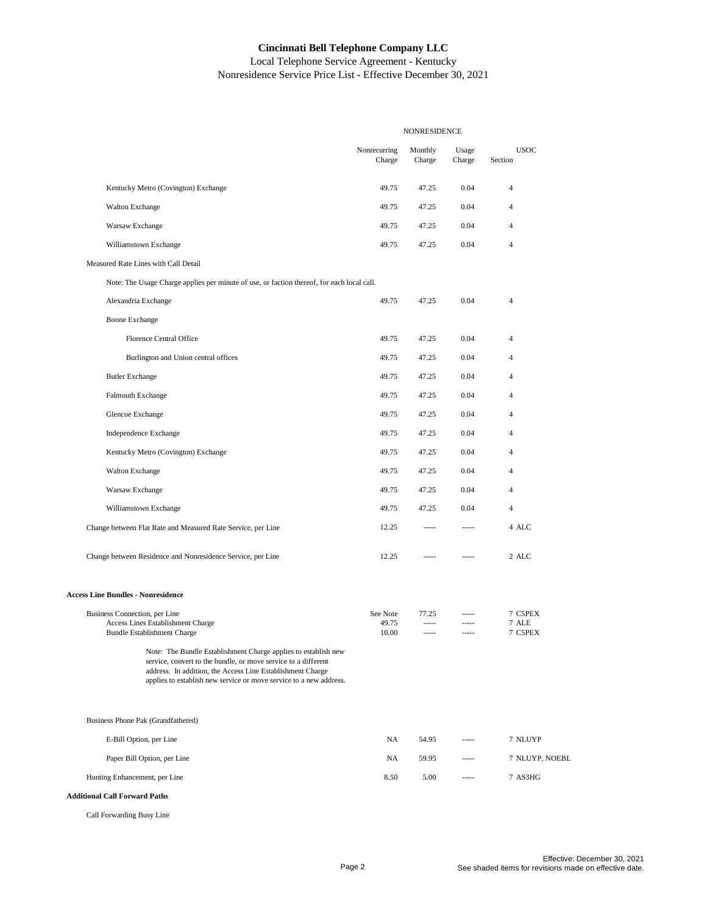# Cincinnati Bell Telephone Company LLC

Local Telephone Service Agreement - Kentucky

Nonresidence Service Price List - Effective December 30, 2021

| | NONRESIDENCE | | | | |
|---|---|---|---|---|---|
| | Nonrecurring Charge | Monthly Charge | Usage Charge | Section | USOC |
| Kentucky Metro (Covington) Exchange | 49.75 | 47.25 | 0.04 | 4 | |
| Walton Exchange | 49.75 | 47.25 | 0.04 | 4 | |
| Warsaw Exchange | 49.75 | 47.25 | 0.04 | 4 | |
| Williamstown Exchange | 49.75 | 47.25 | 0.04 | 4 | |
| Measured Rate Lines with Call Detail | | | | | |
| Note: The Usage Charge applies per minute of use, or faction thereof, for each local call. | | | | | |
| Alexandria Exchange | 49.75 | 47.25 | 0.04 | 4 | |
| Boone Exchange | | | | | |
| Florence Central Office | 49.75 | 47.25 | 0.04 | 4 | |
| Burlington and Union central offices | 49.75 | 47.25 | 0.04 | 4 | |
| Butler Exchange | 49.75 | 47.25 | 0.04 | 4 | |
| Falmouth Exchange | 49.75 | 47.25 | 0.04 | 4 | |
| Glencoe Exchange | 49.75 | 47.25 | 0.04 | 4 | |
| Independence Exchange | 49.75 | 47.25 | 0.04 | 4 | |
| Kentucky Metro (Covington) Exchange | 49.75 | 47.25 | 0.04 | 4 | |
| Walton Exchange | 49.75 | 47.25 | 0.04 | 4 | |
| Warsaw Exchange | 49.75 | 47.25 | 0.04 | 4 | |
| Williamstown Exchange | 49.75 | 47.25 | 0.04 | 4 | |
| Change between Flat Rate and Measured Rate Service, per Line | 12.25 | ----- | ----- | 4 | ALC |
| Change between Residence and Nonresidence Service, per Line | 12.25 | ----- | ----- | 2 | ALC |
| **Access Line Bundles - Nonresidence** | | | | | |
| Business Connection, per Line | See Note | 77.25 | ----- | 7 | C5PEX |
| Access Lines Establishment Charge | 49.75 | ----- | ----- | 7 | ALE |
| Bundle Establishment Charge | 10.00 | ----- | ----- | 7 | C5PEX |
| Note: The Bundle Establishment Charge applies to establish new service, convert to the bundle, or move service to a different address. In addition, the Access Line Establishment Charge applies to establish new service or move service to a new address. | | | | | |
| Business Phone Pak (Grandfathered) | | | | | |
| E-Bill Option, per Line | NA | 54.95 | ----- | 7 | NLUYP |
| Paper Bill Option, per Line | NA | 59.95 | ----- | 7 | NLUYP, NOEBL |
| Hunting Enhancement, per Line | 8.50 | 5.00 | ----- | 7 | AS3HG |
| **Additional Call Forward Paths** | | | | | |
| Call Forwarding Busy Line | | | | | |

Effective: December 30, 2021
See shaded items for revisions made on effective date.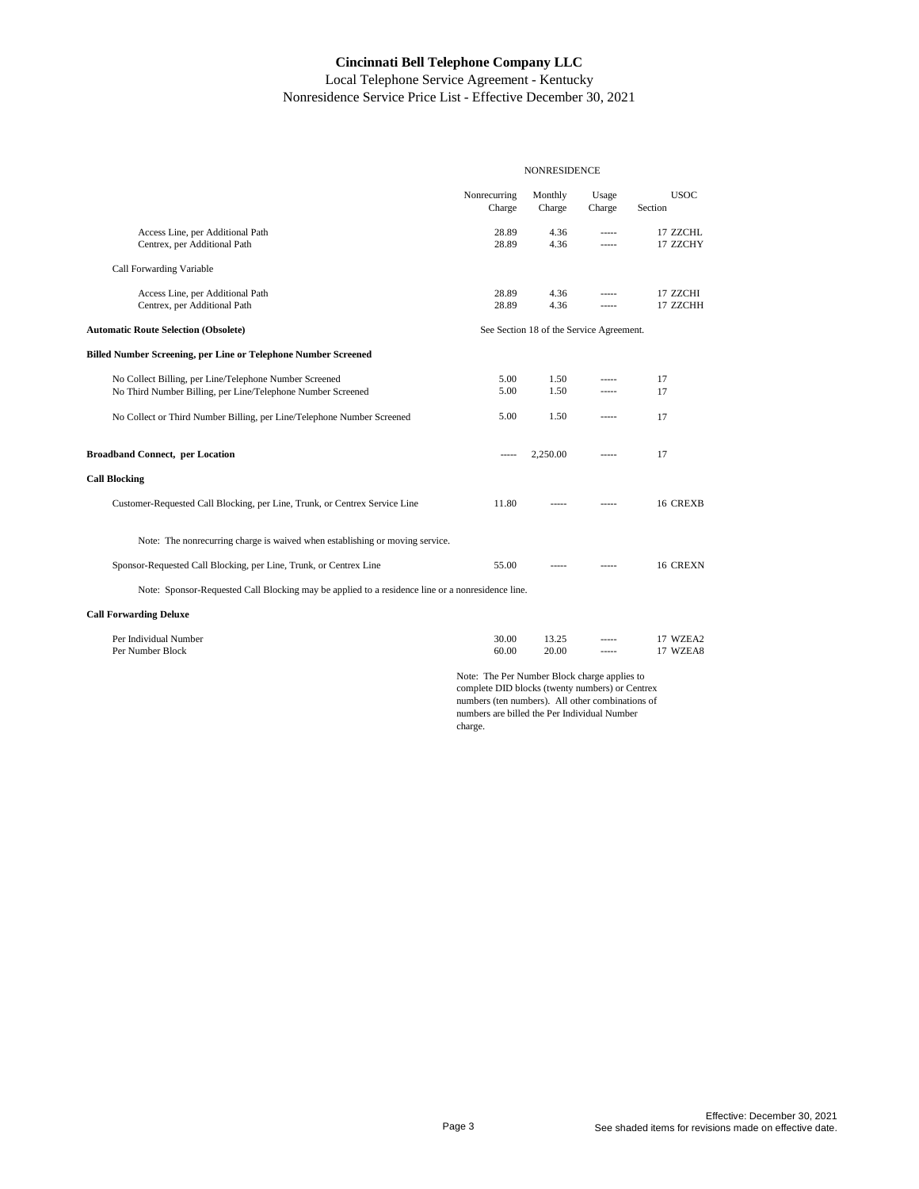**Cincinnati Bell Telephone Company LLC**
Local Telephone Service Agreement - Kentucky
Nonresidence Service Price List - Effective December 30, 2021

| | NONRESIDENCE | | | | |
|---|---|---|---|---|---|
| | Nonrecurring Charge | Monthly Charge | Usage Charge | Section | USOC |
| Access Line, per Additional Path | 28.89 | 4.36 | ----- | 17 | ZZCHL |
| Centrex, per Additional Path | 28.89 | 4.36 | ----- | 17 | ZZCHY |
| Call Forwarding Variable | | | | | |
| Access Line, per Additional Path | 28.89 | 4.36 | ----- | 17 | ZZCHI |
| Centrex, per Additional Path | 28.89 | 4.36 | ----- | 17 | ZZCHH |
| **Automatic Route Selection (Obsolete)** | See Section 18 of the Service Agreement. | | | | |
| **Billed Number Screening, per Line or Telephone Number Screened** | | | | | |
| No Collect Billing, per Line/Telephone Number Screened | 5.00 | 1.50 | ----- | 17 | |
| No Third Number Billing, per Line/Telephone Number Screened | 5.00 | 1.50 | ----- | 17 | |
| No Collect or Third Number Billing, per Line/Telephone Number Screened | 5.00 | 1.50 | ----- | 17 | |
| **Broadband Connect, per Location** | ----- | 2,250.00 | ----- | 17 | |
| **Call Blocking** | | | | | |
| Customer-Requested Call Blocking, per Line, Trunk, or Centrex Service Line | 11.80 | ----- | ----- | 16 | CREXB |
| Note: The nonrecurring charge is waived when establishing or moving service. | | | | | |
| Sponsor-Requested Call Blocking, per Line, Trunk, or Centrex Line | 55.00 | ----- | ----- | 16 | CREXN |
| Note: Sponsor-Requested Call Blocking may be applied to a residence line or a nonresidence line. | | | | | |
| **Call Forwarding Deluxe** | | | | | |
| Per Individual Number | 30.00 | 13.25 | ----- | 17 | WZEA2 |
| Per Number Block | 60.00 | 20.00 | ----- | 17 | WZEA8 |

Note: The Per Number Block charge applies to complete DID blocks (twenty numbers) or Centrex numbers (ten numbers). All other combinations of numbers are billed the Per Individual Number charge.

Effective: December 30, 2021
See shaded items for revisions made on effective date.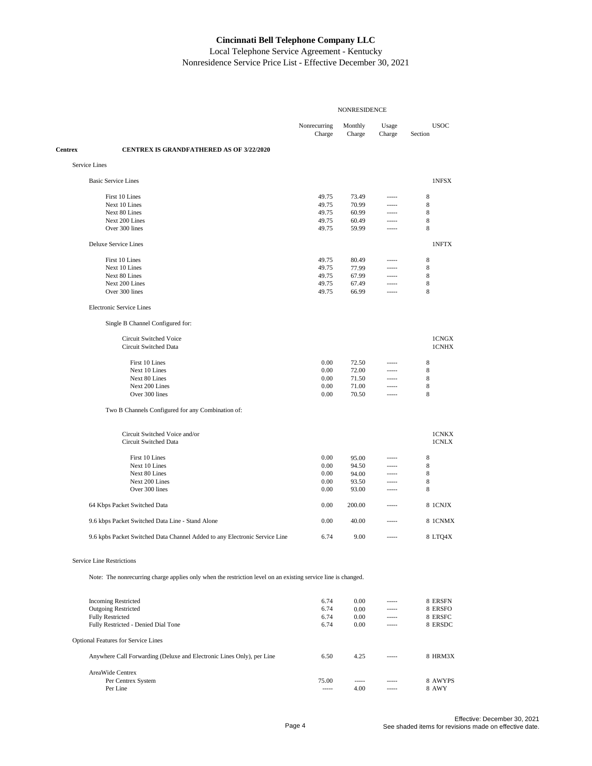# Cincinnati Bell Telephone Company LLC

Local Telephone Service Agreement - Kentucky

Nonresidence Service Price List - Effective December 30, 2021

| | NONRESIDENCE | | | | |
|---|---|---|---|---|---|
| | Nonrecurring Charge | Monthly Charge | Usage Charge | Section | USOC |
| **Centrex** **CENTREX IS GRANDFATHERED AS OF 3/22/2020** | | | | | |
| Service Lines | | | | | |
| Basic Service Lines | | | | | 1NFSX |
| First 10 Lines | 49.75 | 73.49 | ----- | 8 | |
| Next 10 Lines | 49.75 | 70.99 | ----- | 8 | |
| Next 80 Lines | 49.75 | 60.99 | ----- | 8 | |
| Next 200 Lines | 49.75 | 60.49 | ----- | 8 | |
| Over 300 lines | 49.75 | 59.99 | ----- | 8 | |
| Deluxe Service Lines | | | | | 1NFTX |
| First 10 Lines | 49.75 | 80.49 | ----- | 8 | |
| Next 10 Lines | 49.75 | 77.99 | ----- | 8 | |
| Next 80 Lines | 49.75 | 67.99 | ----- | 8 | |
| Next 200 Lines | 49.75 | 67.49 | ----- | 8 | |
| Over 300 lines | 49.75 | 66.99 | ----- | 8 | |
| Electronic Service Lines | | | | | |
| Single B Channel Configured for: | | | | | |
| Circuit Switched Voice | | | | | 1CNGX |
| Circuit Switched Data | | | | | 1CNHX |
| First 10 Lines | 0.00 | 72.50 | ----- | 8 | |
| Next 10 Lines | 0.00 | 72.00 | ----- | 8 | |
| Next 80 Lines | 0.00 | 71.50 | ----- | 8 | |
| Next 200 Lines | 0.00 | 71.00 | ----- | 8 | |
| Over 300 lines | 0.00 | 70.50 | ----- | 8 | |
| Two B Channels Configured for any Combination of: | | | | | |
| Circuit Switched Voice and/or | | | | | 1CNKX |
| Circuit Switched Data | | | | | 1CNLX |
| First 10 Lines | 0.00 | 95.00 | ----- | 8 | |
| Next 10 Lines | 0.00 | 94.50 | ----- | 8 | |
| Next 80 Lines | 0.00 | 94.00 | ----- | 8 | |
| Next 200 Lines | 0.00 | 93.50 | ----- | 8 | |
| Over 300 lines | 0.00 | 93.00 | ----- | 8 | |
| 64 Kbps Packet Switched Data | 0.00 | 200.00 | ----- | 8 | 1CNJX |
| 9.6 kbps Packet Switched Data Line - Stand Alone | 0.00 | 40.00 | ----- | 8 | 1CNMX |
| 9.6 kpbs Packet Switched Data Channel Added to any Electronic Service Line | 6.74 | 9.00 | ----- | 8 | LTQ4X |
| Service Line Restrictions | | | | | |
| Note: The nonrecurring charge applies only when the restriction level on an existing service line is changed. | | | | | |
| Incoming Restricted | 6.74 | 0.00 | ----- | 8 | ERSFN |
| Outgoing Restricted | 6.74 | 0.00 | ----- | 8 | ERSFO |
| Fully Restricted | 6.74 | 0.00 | ----- | 8 | ERSFC |
| Fully Restricted - Denied Dial Tone | 6.74 | 0.00 | ----- | 8 | ERSDC |
| Optional Features for Service Lines | | | | | |
| Anywhere Call Forwarding (Deluxe and Electronic Lines Only), per Line | 6.50 | 4.25 | ----- | 8 | HRM3X |
| AreaWide Centrex | | | | | |
| Per Centrex System | 75.00 | ----- | ----- | 8 | AWYPS |
| Per Line | ----- | 4.00 | ----- | 8 | AWY |

Effective: December 30, 2021
See shaded items for revisions made on effective date.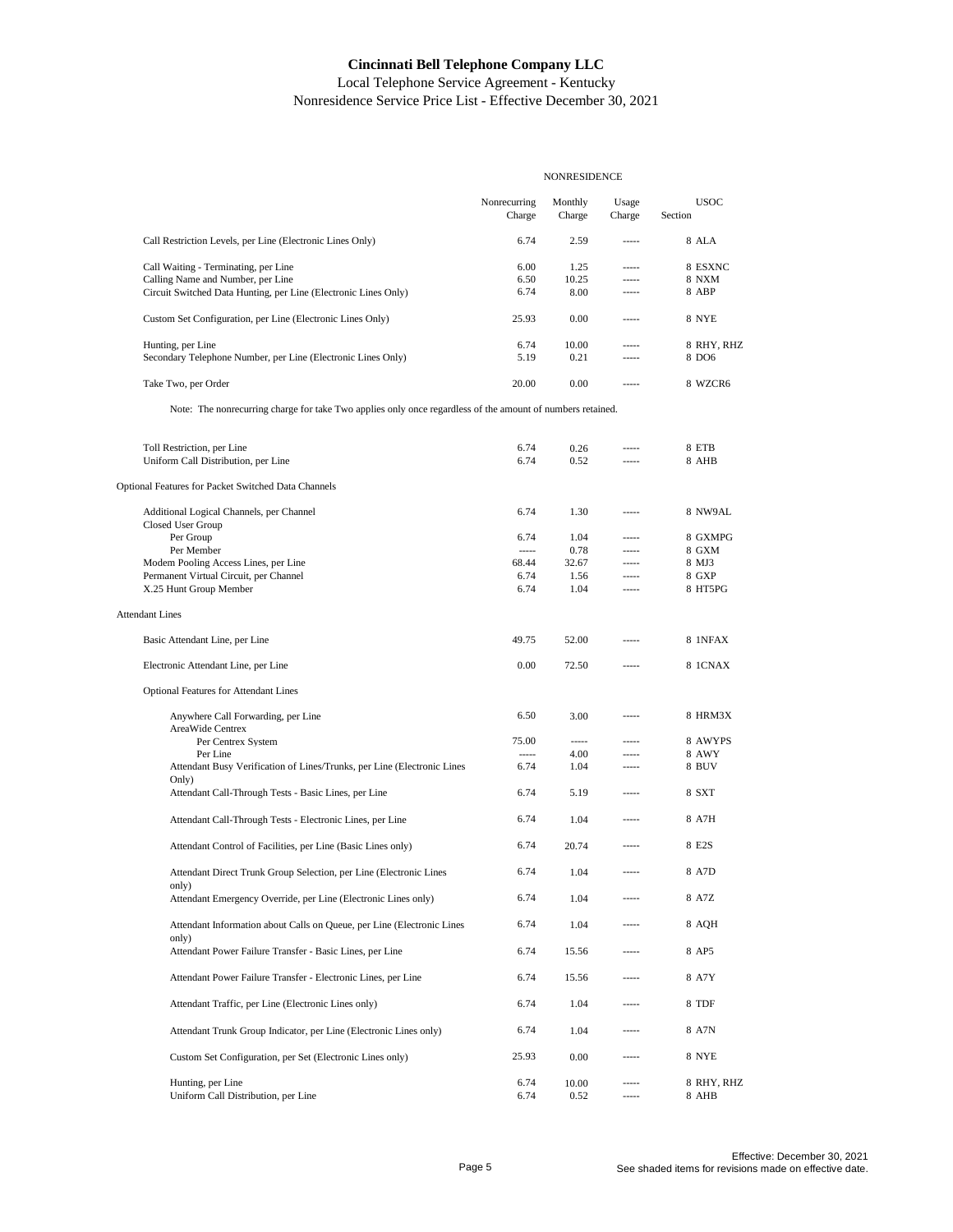# Cincinnati Bell Telephone Company LLC

Local Telephone Service Agreement - Kentucky

Nonresidence Service Price List - Effective December 30, 2021

| | NONRESIDENCE | | | | |
|---|---|---|---|---|---|
| | Nonrecurring Charge | Monthly Charge | Usage Charge | USOC Section | |
| Call Restriction Levels, per Line (Electronic Lines Only) | 6.74 | 2.59 | ----- | 8 | ALA |
| Call Waiting - Terminating, per Line | 6.00 | 1.25 | ----- | 8 | ESXNC |
| Calling Name and Number, per Line | 6.50 | 10.25 | ----- | 8 | NXM |
| Circuit Switched Data Hunting, per Line (Electronic Lines Only) | 6.74 | 8.00 | ----- | 8 | ABP |
| Custom Set Configuration, per Line (Electronic Lines Only) | 25.93 | 0.00 | ----- | 8 | NYE |
| Hunting, per Line | 6.74 | 10.00 | ----- | 8 | RHY, RHZ |
| Secondary Telephone Number, per Line (Electronic Lines Only) | 5.19 | 0.21 | ----- | 8 | DO6 |
| Take Two, per Order | 20.00 | 0.00 | ----- | 8 | WZCR6 |

Note: The nonrecurring charge for take Two applies only once regardless of the amount of numbers retained.

| | Nonrecurring Charge | Monthly Charge | Usage Charge | USOC Section | |
|---|---|---|---|---|---|
| Toll Restriction, per Line | 6.74 | 0.26 | ----- | 8 | ETB |
| Uniform Call Distribution, per Line | 6.74 | 0.52 | ----- | 8 | AHB |
| **Optional Features for Packet Switched Data Channels** | | | | | |
| Additional Logical Channels, per Channel | 6.74 | 1.30 | ----- | 8 | NW9AL |
| Closed User Group | | | | | |
| Per Group | 6.74 | 1.04 | ----- | 8 | GXMPG |
| Per Member | ----- | 0.78 | ----- | 8 | GXM |
| Modem Pooling Access Lines, per Line | 68.44 | 32.67 | ----- | 8 | MJ3 |
| Permanent Virtual Circuit, per Channel | 6.74 | 1.56 | ----- | 8 | GXP |
| X.25 Hunt Group Member | 6.74 | 1.04 | ----- | 8 | HT5PG |
| **Attendant Lines** | | | | | |
| Basic Attendant Line, per Line | 49.75 | 52.00 | ----- | 8 | 1NFAX |
| Electronic Attendant Line, per Line | 0.00 | 72.50 | ----- | 8 | 1CNAX |
| **Optional Features for Attendant Lines** | | | | | |
| Anywhere Call Forwarding, per Line | 6.50 | 3.00 | ----- | 8 | HRM3X |
| AreaWide Centrex | | | | | |
| Per Centrex System | 75.00 | ----- | ----- | 8 | AWYPS |
| Per Line | ----- | 4.00 | ----- | 8 | AWY |
| Attendant Busy Verification of Lines/Trunks, per Line (Electronic Lines Only) | 6.74 | 1.04 | ----- | 8 | BUV |
| Attendant Call-Through Tests - Basic Lines, per Line | 6.74 | 5.19 | ----- | 8 | SXT |
| Attendant Call-Through Tests - Electronic Lines, per Line | 6.74 | 1.04 | ----- | 8 | A7H |
| Attendant Control of Facilities, per Line (Basic Lines only) | 6.74 | 20.74 | ----- | 8 | E2S |
| Attendant Direct Trunk Group Selection, per Line (Electronic Lines only) | 6.74 | 1.04 | ----- | 8 | A7D |
| Attendant Emergency Override, per Line (Electronic Lines only) | 6.74 | 1.04 | ----- | 8 | A7Z |
| Attendant Information about Calls on Queue, per Line (Electronic Lines only) | 6.74 | 1.04 | ----- | 8 | AQH |
| Attendant Power Failure Transfer - Basic Lines, per Line | 6.74 | 15.56 | ----- | 8 | AP5 |
| Attendant Power Failure Transfer - Electronic Lines, per Line | 6.74 | 15.56 | ----- | 8 | A7Y |
| Attendant Traffic, per Line (Electronic Lines only) | 6.74 | 1.04 | ----- | 8 | TDF |
| Attendant Trunk Group Indicator, per Line (Electronic Lines only) | 6.74 | 1.04 | ----- | 8 | A7N |
| Custom Set Configuration, per Set (Electronic Lines only) | 25.93 | 0.00 | ----- | 8 | NYE |
| Hunting, per Line | 6.74 | 10.00 | ----- | 8 | RHY, RHZ |
| Uniform Call Distribution, per Line | 6.74 | 0.52 | ----- | 8 | AHB |

Effective: December 30, 2021
See shaded items for revisions made on effective date.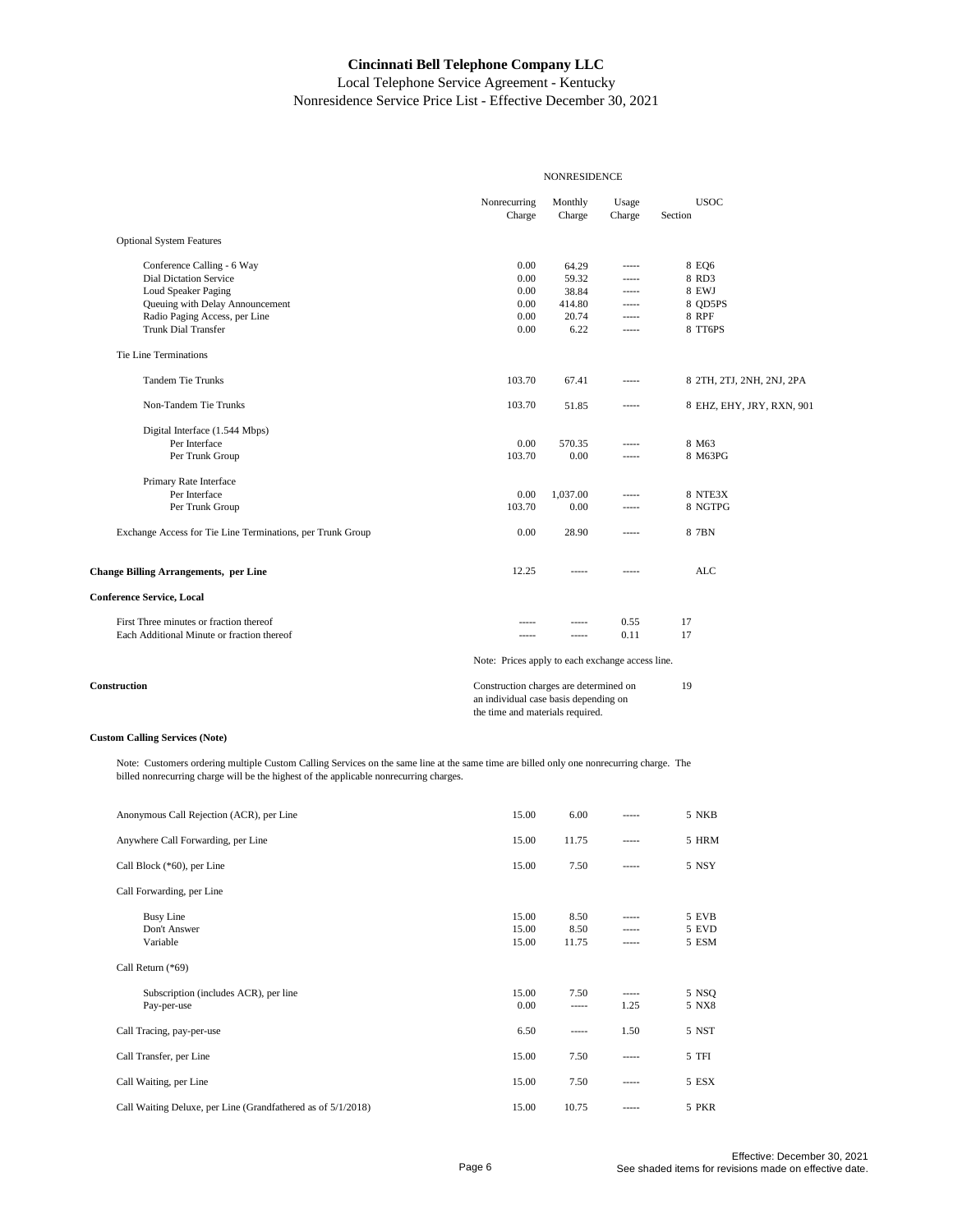# Cincinnati Bell Telephone Company LLC

Local Telephone Service Agreement - Kentucky

Nonresidence Service Price List - Effective December 30, 2021

| | NONRESIDENCE | | | | |
|---|---|---|---|---|---|
| | Nonrecurring Charge | Monthly Charge | Usage Charge | Section | USOC |
| Optional System Features | | | | | |
| Conference Calling - 6 Way | 0.00 | 64.29 | ----- | 8 | EQ6 |
| Dial Dictation Service | 0.00 | 59.32 | ----- | 8 | RD3 |
| Loud Speaker Paging | 0.00 | 38.84 | ----- | 8 | EWJ |
| Queuing with Delay Announcement | 0.00 | 414.80 | ----- | 8 | QD5PS |
| Radio Paging Access, per Line | 0.00 | 20.74 | ----- | 8 | RPF |
| Trunk Dial Transfer | 0.00 | 6.22 | ----- | 8 | TT6PS |
| Tie Line Terminations | | | | | |
| Tandem Tie Trunks | 103.70 | 67.41 | ----- | 8 | 2TH, 2TJ, 2NH, 2NJ, 2PA |
| Non-Tandem Tie Trunks | 103.70 | 51.85 | ----- | 8 | EHZ, EHY, JRY, RXN, 901 |
| Digital Interface (1.544 Mbps) | | | | | |
| Per Interface | 0.00 | 570.35 | ----- | 8 | M63 |
| Per Trunk Group | 103.70 | 0.00 | ----- | 8 | M63PG |
| Primary Rate Interface | | | | | |
| Per Interface | 0.00 | 1,037.00 | ----- | 8 | NTE3X |
| Per Trunk Group | 103.70 | 0.00 | ----- | 8 | NGTPG |
| Exchange Access for Tie Line Terminations, per Trunk Group | 0.00 | 28.90 | ----- | 8 | 7BN |
| **Change Billing Arrangements, per Line** | 12.25 | ----- | ----- | | ALC |
| **Conference Service, Local** | | | | | |
| First Three minutes or fraction thereof | ----- | ----- | 0.55 | 17 | |
| Each Additional Minute or fraction thereof | ----- | ----- | 0.11 | 17 | |
| | Note: Prices apply to each exchange access line. | | | | |
| **Construction** | Construction charges are determined on an individual case basis depending on the time and materials required. | | | 19 | |

**Custom Calling Services (Note)**

Note: Customers ordering multiple Custom Calling Services on the same line at the same time are billed only one nonrecurring charge. The billed nonrecurring charge will be the highest of the applicable nonrecurring charges.

| | Nonrecurring Charge | Monthly Charge | Usage Charge | Section | USOC |
|---|---|---|---|---|---|
| Anonymous Call Rejection (ACR), per Line | 15.00 | 6.00 | ----- | 5 | NKB |
| Anywhere Call Forwarding, per Line | 15.00 | 11.75 | ----- | 5 | HRM |
| Call Block (*60), per Line | 15.00 | 7.50 | ----- | 5 | NSY |
| Call Forwarding, per Line | | | | | |
| Busy Line | 15.00 | 8.50 | ----- | 5 | EVB |
| Don't Answer | 15.00 | 8.50 | ----- | 5 | EVD |
| Variable | 15.00 | 11.75 | ----- | 5 | ESM |
| Call Return (*69) | | | | | |
| Subscription (includes ACR), per line | 15.00 | 7.50 | ----- | 5 | NSQ |
| Pay-per-use | 0.00 | ----- | 1.25 | 5 | NX8 |
| Call Tracing, pay-per-use | 6.50 | ----- | 1.50 | 5 | NST |
| Call Transfer, per Line | 15.00 | 7.50 | ----- | 5 | TFI |
| Call Waiting, per Line | 15.00 | 7.50 | ----- | 5 | ESX |
| Call Waiting Deluxe, per Line (Grandfathered as of 5/1/2018) | 15.00 | 10.75 | ----- | 5 | PKR |

Effective: December 30, 2021
See shaded items for revisions made on effective date.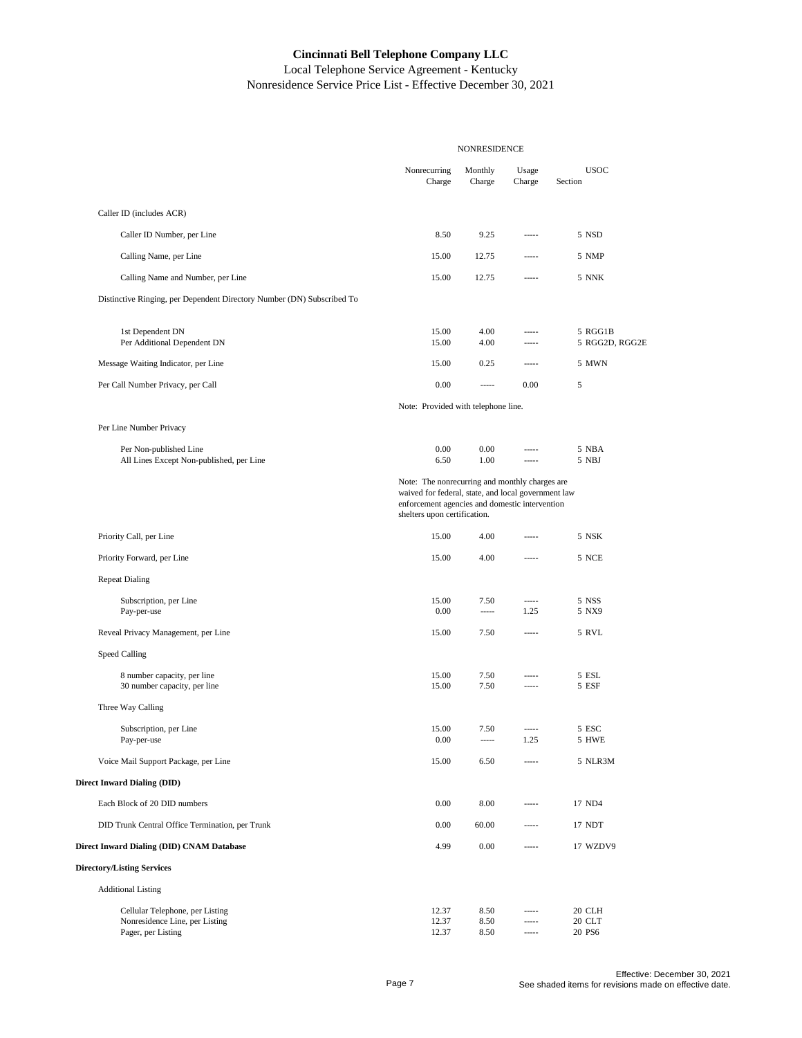# Cincinnati Bell Telephone Company LLC

Local Telephone Service Agreement - Kentucky

Nonresidence Service Price List - Effective December 30, 2021

| | NONRESIDENCE | | | | |
|---|---|---|---|---|---|
| | Nonrecurring Charge | Monthly Charge | Usage Charge | Section | USOC |
| Caller ID (includes ACR) | | | | | |
| Caller ID Number, per Line | 8.50 | 9.25 | ----- | 5 | NSD |
| Calling Name, per Line | 15.00 | 12.75 | ----- | 5 | NMP |
| Calling Name and Number, per Line | 15.00 | 12.75 | ----- | 5 | NNK |
| Distinctive Ringing, per Dependent Directory Number (DN) Subscribed To | | | | | |
| 1st Dependent DN | 15.00 | 4.00 | ----- | 5 | RGG1B |
| Per Additional Dependent DN | 15.00 | 4.00 | ----- | 5 | RGG2D, RGG2E |
| Message Waiting Indicator, per Line | 15.00 | 0.25 | ----- | 5 | MWN |
| Per Call Number Privacy, per Call | 0.00 | ----- | 0.00 | 5 | |
| | Note: Provided with telephone line. | | | | |
| Per Line Number Privacy | | | | | |
| Per Non-published Line | 0.00 | 0.00 | ----- | 5 | NBA |
| All Lines Except Non-published, per Line | 6.50 | 1.00 | ----- | 5 | NBJ |
| | Note: The nonrecurring and monthly charges are waived for federal, state, and local government law enforcement agencies and domestic intervention shelters upon certification. | | | | |
| Priority Call, per Line | 15.00 | 4.00 | ----- | 5 | NSK |
| Priority Forward, per Line | 15.00 | 4.00 | ----- | 5 | NCE |
| Repeat Dialing | | | | | |
| Subscription, per Line | 15.00 | 7.50 | ----- | 5 | NSS |
| Pay-per-use | 0.00 | ----- | 1.25 | 5 | NX9 |
| Reveal Privacy Management, per Line | 15.00 | 7.50 | ----- | 5 | RVL |
| Speed Calling | | | | | |
| 8 number capacity, per line | 15.00 | 7.50 | ----- | 5 | ESL |
| 30 number capacity, per line | 15.00 | 7.50 | ----- | 5 | ESF |
| Three Way Calling | | | | | |
| Subscription, per Line | 15.00 | 7.50 | ----- | 5 | ESC |
| Pay-per-use | 0.00 | ----- | 1.25 | 5 | HWE |
| Voice Mail Support Package, per Line | 15.00 | 6.50 | ----- | 5 | NLR3M |
| **Direct Inward Dialing (DID)** | | | | | |
| Each Block of 20 DID numbers | 0.00 | 8.00 | ----- | 17 | ND4 |
| DID Trunk Central Office Termination, per Trunk | 0.00 | 60.00 | ----- | 17 | NDT |
| **Direct Inward Dialing (DID) CNAM Database** | 4.99 | 0.00 | ----- | 17 | WZDV9 |
| **Directory/Listing Services** | | | | | |
| Additional Listing | | | | | |
| Cellular Telephone, per Listing | 12.37 | 8.50 | ----- | 20 | CLH |
| Nonresidence Line, per Listing | 12.37 | 8.50 | ----- | 20 | CLT |
| Pager, per Listing | 12.37 | 8.50 | ----- | 20 | PS6 |

Effective: December 30, 2021
See shaded items for revisions made on effective date.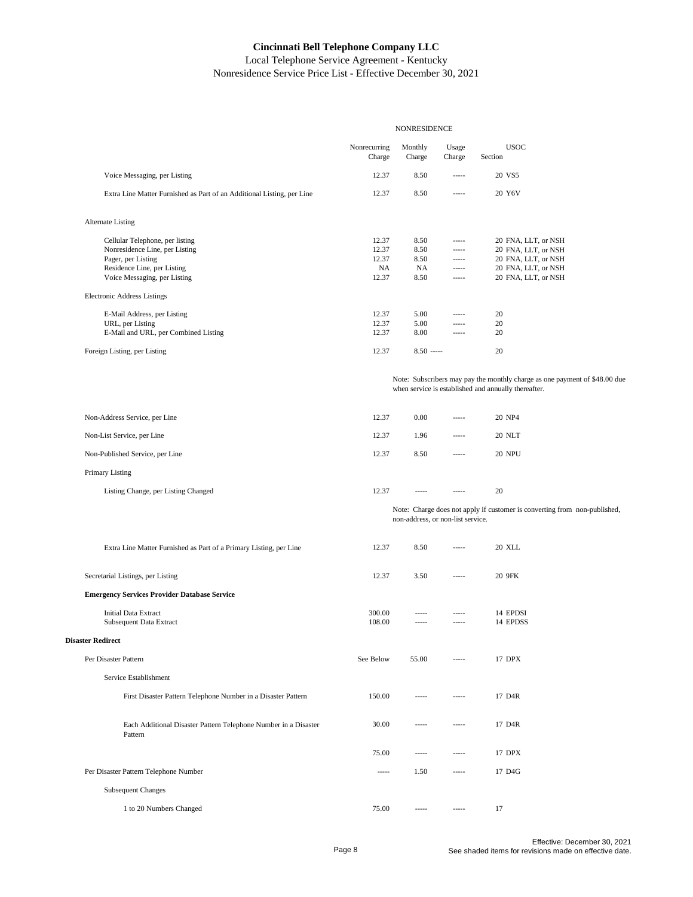**Cincinnati Bell Telephone Company LLC**
Local Telephone Service Agreement - Kentucky
Nonresidence Service Price List - Effective December 30, 2021

| | NONRESIDENCE | | | | |
|---|---|---|---|---|---|
| | Nonrecurring Charge | Monthly Charge | Usage Charge | Section | USOC |
| Voice Messaging, per Listing | 12.37 | 8.50 | ----- | 20 | VS5 |
| Extra Line Matter Furnished as Part of an Additional Listing, per Line | 12.37 | 8.50 | ----- | 20 | Y6V |
| Alternate Listing | | | | | |
| Cellular Telephone, per listing | 12.37 | 8.50 | ----- | 20 | FNA, LLT, or NSH |
| Nonresidence Line, per Listing | 12.37 | 8.50 | ----- | 20 | FNA, LLT, or NSH |
| Pager, per Listing | 12.37 | 8.50 | ----- | 20 | FNA, LLT, or NSH |
| Residence Line, per Listing | NA | NA | ----- | 20 | FNA, LLT, or NSH |
| Voice Messaging, per Listing | 12.37 | 8.50 | ----- | 20 | FNA, LLT, or NSH |
| Electronic Address Listings | | | | | |
| E-Mail Address, per Listing | 12.37 | 5.00 | ----- | 20 | |
| URL, per Listing | 12.37 | 5.00 | ----- | 20 | |
| E-Mail and URL, per Combined Listing | 12.37 | 8.00 | ----- | 20 | |
| Foreign Listing, per Listing | 12.37 | 8.50 | ----- | 20 | |
| | Note: Subscribers may pay the monthly charge as one payment of $48.00 due when service is established and annually thereafter. | | | | |
| Non-Address Service, per Line | 12.37 | 0.00 | ----- | 20 | NP4 |
| Non-List Service, per Line | 12.37 | 1.96 | ----- | 20 | NLT |
| Non-Published Service, per Line | 12.37 | 8.50 | ----- | 20 | NPU |
| Primary Listing | | | | | |
| Listing Change, per Listing Changed | 12.37 | ----- | ----- | 20 | |
| | Note: Charge does not apply if customer is converting from non-published, non-address, or non-list service. | | | | |
| Extra Line Matter Furnished as Part of a Primary Listing, per Line | 12.37 | 8.50 | ----- | 20 | XLL |
| Secretarial Listings, per Listing | 12.37 | 3.50 | ----- | 20 | 9FK |
| **Emergency Services Provider Database Service** | | | | | |
| Initial Data Extract | 300.00 | ----- | ----- | 14 | EPDSI |
| Subsequent Data Extract | 108.00 | ----- | ----- | 14 | EPDSS |
| **Disaster Redirect** | | | | | |
| Per Disaster Pattern | See Below | 55.00 | ----- | 17 | DPX |
| Service Establishment | | | | | |
| First Disaster Pattern Telephone Number in a Disaster Pattern | 150.00 | ----- | ----- | 17 | D4R |
| Each Additional Disaster Pattern Telephone Number in a Disaster Pattern | 30.00 | ----- | ----- | 17 | D4R |
| | 75.00 | ----- | ----- | 17 | DPX |
| Per Disaster Pattern Telephone Number | ----- | 1.50 | ----- | 17 | D4G |
| Subsequent Changes | | | | | |
| 1 to 20 Numbers Changed | 75.00 | ----- | ----- | 17 | |

Effective: December 30, 2021
See shaded items for revisions made on effective date.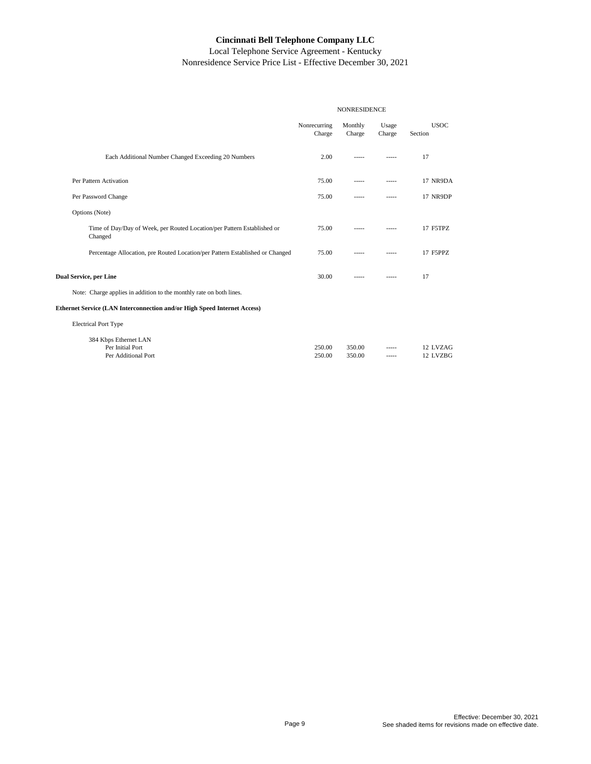**Cincinnati Bell Telephone Company LLC**
Local Telephone Service Agreement - Kentucky
Nonresidence Service Price List - Effective December 30, 2021

| | NONRESIDENCE | | | | |
|---|---|---|---|---|---|
| | Nonrecurring Charge | Monthly Charge | Usage Charge | Section | USOC |
| Each Additional Number Changed Exceeding 20 Numbers | 2.00 | ----- | ----- | 17 | |
| Per Pattern Activation | 75.00 | ----- | ----- | 17 | NR9DA |
| Per Password Change | 75.00 | ----- | ----- | 17 | NR9DP |
| Options (Note) | | | | | |
| Time of Day/Day of Week, per Routed Location/per Pattern Established or Changed | 75.00 | ----- | ----- | 17 | F5TPZ |
| Percentage Allocation, pre Routed Location/per Pattern Established or Changed | 75.00 | ----- | ----- | 17 | F5PPZ |
| **Dual Service, per Line** | 30.00 | ----- | ----- | 17 | |
| Note: Charge applies in addition to the monthly rate on both lines. | | | | | |
| **Ethernet Service (LAN Interconnection and/or High Speed Internet Access)** | | | | | |
| Electrical Port Type | | | | | |
| 384 Kbps Ethernet LAN | | | | | |
| Per Initial Port | 250.00 | 350.00 | ----- | 12 | LVZAG |
| Per Additional Port | 250.00 | 350.00 | ----- | 12 | LVZBG |

Effective: December 30, 2021
See shaded items for revisions made on effective date.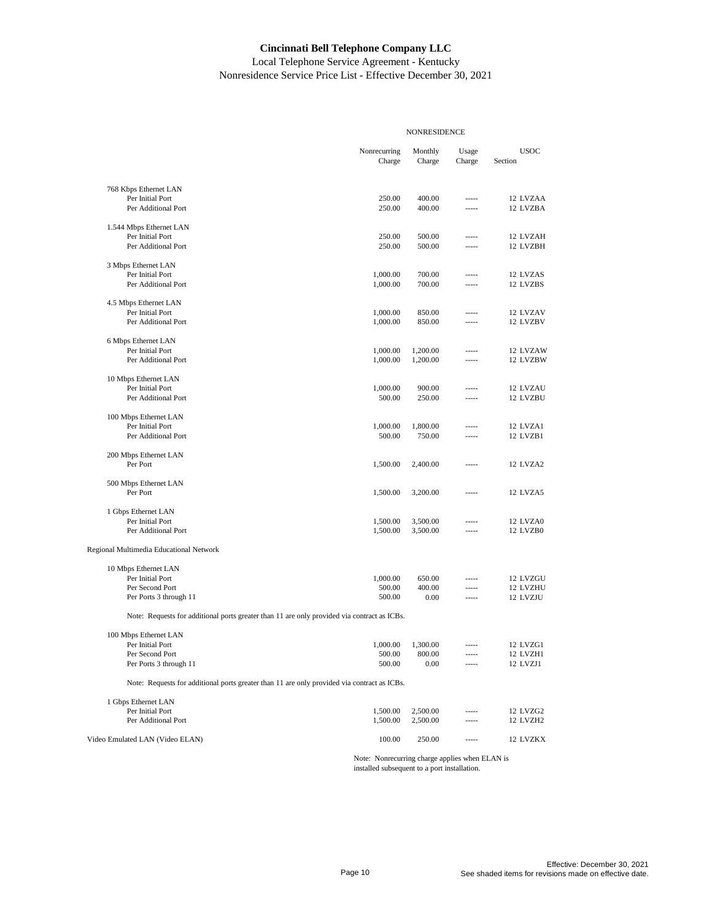# Cincinnati Bell Telephone Company LLC

Local Telephone Service Agreement - Kentucky

Nonresidence Service Price List - Effective December 30, 2021

| | NONRESIDENCE | | | |
|---|---|---|---|---|
| | Nonrecurring Charge | Monthly Charge | Usage Charge | USOC Section |
| 768 Kbps Ethernet LAN | | | | |
| Per Initial Port | 250.00 | 400.00 | ----- | 12 LVZAA |
| Per Additional Port | 250.00 | 400.00 | ----- | 12 LVZBA |
| 1.544 Mbps Ethernet LAN | | | | |
| Per Initial Port | 250.00 | 500.00 | ----- | 12 LVZAH |
| Per Additional Port | 250.00 | 500.00 | ----- | 12 LVZBH |
| 3 Mbps Ethernet LAN | | | | |
| Per Initial Port | 1,000.00 | 700.00 | ----- | 12 LVZAS |
| Per Additional Port | 1,000.00 | 700.00 | ----- | 12 LVZBS |
| 4.5 Mbps Ethernet LAN | | | | |
| Per Initial Port | 1,000.00 | 850.00 | ----- | 12 LVZAV |
| Per Additional Port | 1,000.00 | 850.00 | ----- | 12 LVZBV |
| 6 Mbps Ethernet LAN | | | | |
| Per Initial Port | 1,000.00 | 1,200.00 | ----- | 12 LVZAW |
| Per Additional Port | 1,000.00 | 1,200.00 | ----- | 12 LVZBW |
| 10 Mbps Ethernet LAN | | | | |
| Per Initial Port | 1,000.00 | 900.00 | ----- | 12 LVZAU |
| Per Additional Port | 500.00 | 250.00 | ----- | 12 LVZBU |
| 100 Mbps Ethernet LAN | | | | |
| Per Initial Port | 1,000.00 | 1,800.00 | ----- | 12 LVZA1 |
| Per Additional Port | 500.00 | 750.00 | ----- | 12 LVZB1 |
| 200 Mbps Ethernet LAN | | | | |
| Per Port | 1,500.00 | 2,400.00 | ----- | 12 LVZA2 |
| 500 Mbps Ethernet LAN | | | | |
| Per Port | 1,500.00 | 3,200.00 | ----- | 12 LVZA5 |
| 1 Gbps Ethernet LAN | | | | |
| Per Initial Port | 1,500.00 | 3,500.00 | ----- | 12 LVZA0 |
| Per Additional Port | 1,500.00 | 3,500.00 | ----- | 12 LVZB0 |
| Regional Multimedia Educational Network | | | | |
| 10 Mbps Ethernet LAN | | | | |
| Per Initial Port | 1,000.00 | 650.00 | ----- | 12 LVZGU |
| Per Second Port | 500.00 | 400.00 | ----- | 12 LVZHU |
| Per Ports 3 through 11 | 500.00 | 0.00 | ----- | 12 LVZJU |
| Note: Requests for additional ports greater than 11 are only provided via contract as ICBs. | | | | |
| 100 Mbps Ethernet LAN | | | | |
| Per Initial Port | 1,000.00 | 1,300.00 | ----- | 12 LVZG1 |
| Per Second Port | 500.00 | 800.00 | ----- | 12 LVZH1 |
| Per Ports 3 through 11 | 500.00 | 0.00 | ----- | 12 LVZJ1 |
| Note: Requests for additional ports greater than 11 are only provided via contract as ICBs. | | | | |
| 1 Gbps Ethernet LAN | | | | |
| Per Initial Port | 1,500.00 | 2,500.00 | ----- | 12 LVZG2 |
| Per Additional Port | 1,500.00 | 2,500.00 | ----- | 12 LVZH2 |
| Video Emulated LAN (Video ELAN) | 100.00 | 250.00 | ----- | 12 LVZKX |

Note: Nonrecurring charge applies when ELAN is installed subsequent to a port installation.

Effective: December 30, 2021

See shaded items for revisions made on effective date.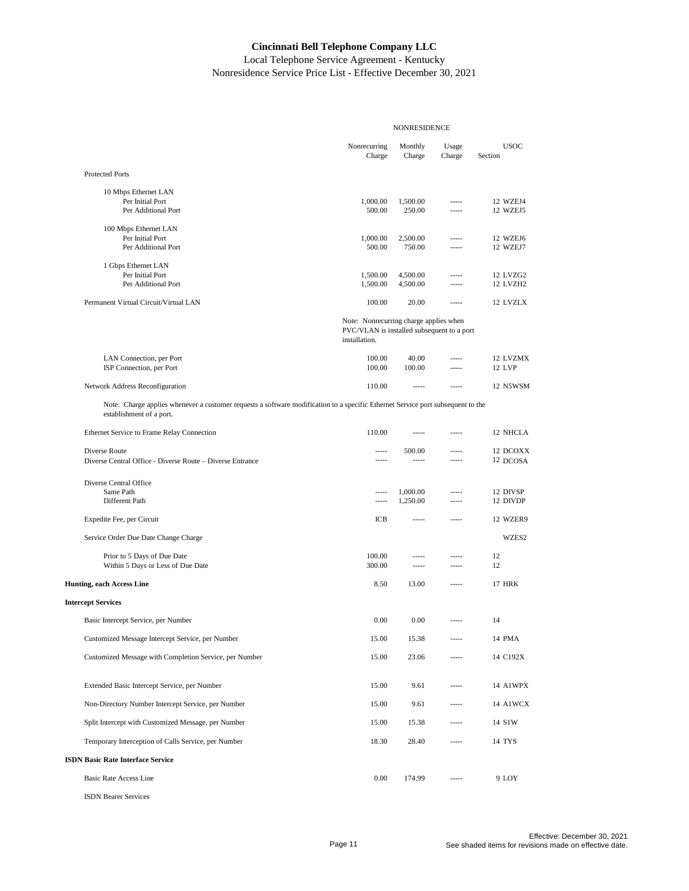**Cincinnati Bell Telephone Company LLC**
Local Telephone Service Agreement - Kentucky
Nonresidence Service Price List - Effective December 30, 2021

| | NONRESIDENCE | | | | |
|---|---|---|---|---|---|
| | Nonrecurring Charge | Monthly Charge | Usage Charge | USOC Section | |
| Protected Ports | | | | | |
| 10 Mbps Ethernet LAN | | | | | |
| Per Initial Port | 1,000.00 | 1,500.00 | ----- | 12 | WZEJ4 |
| Per Additional Port | 500.00 | 250.00 | ----- | 12 | WZEJ5 |
| 100 Mbps Ethernet LAN | | | | | |
| Per Initial Port | 1,000.00 | 2,500.00 | ----- | 12 | WZEJ6 |
| Per Additional Port | 500.00 | 750.00 | ----- | 12 | WZEJ7 |
| 1 Gbps Ethernet LAN | | | | | |
| Per Initial Port | 1,500.00 | 4,500.00 | ----- | 12 | LVZG2 |
| Per Additional Port | 1,500.00 | 4,500.00 | ----- | 12 | LVZH2 |
| Permanent Virtual Circuit/Virtual LAN | 100.00 | 20.00 | ----- | 12 | LVZLX |
| | Note: Nonrecurring charge applies when PVC/VLAN is installed subsequent to a port installation. | | | | |
| LAN Connection, per Port | 100.00 | 40.00 | ----- | 12 | LVZMX |
| ISP Connection, per Port | 100.00 | 100.00 | ----- | 12 | LVP |
| Network Address Reconfiguration | 110.00 | ----- | ----- | 12 | N5WSM |
| Note: Charge applies whenever a customer requests a software modification to a specific Ethernet Service port subsequent to the establishment of a port. | | | | | |
| Ethernet Service to Frame Relay Connection | 110.00 | ----- | ----- | 12 | NHCLA |
| Diverse Route | ----- | 500.00 | ----- | 12 | DCOXX |
| Diverse Central Office - Diverse Route – Diverse Entrance | ----- | ----- | ----- | 12 | DCOSA |
| Diverse Central Office | | | | | |
| Same Path | ----- | 1,000.00 | ----- | 12 | DIVSP |
| Different Path | ----- | 1,250.00 | ----- | 12 | DIVDP |
| Expedite Fee, per Circuit | ICB | ----- | ----- | 12 | WZER9 |
| Service Order Due Date Change Charge | | | | | WZES2 |
| Prior to 5 Days of Due Date | 100.00 | ----- | ----- | 12 | |
| Within 5 Days or Less of Due Date | 300.00 | ----- | ----- | 12 | |
| **Hunting, each Access Line** | 8.50 | 13.00 | ----- | 17 | HRK |
| **Intercept Services** | | | | | |
| Basic Intercept Service, per Number | 0.00 | 0.00 | ----- | 14 | |
| Customized Message Intercept Service, per Number | 15.00 | 15.38 | ----- | 14 | PMA |
| Customized Message with Completion Service, per Number | 15.00 | 23.06 | ----- | 14 | C192X |
| Extended Basic Intercept Service, per Number | 15.00 | 9.61 | ----- | 14 | A1WPX |
| Non-Directory Number Intercept Service, per Number | 15.00 | 9.61 | ----- | 14 | A1WCX |
| Split Intercept with Customized Message, per Number | 15.00 | 15.38 | ----- | 14 | S1W |
| Temporary Interception of Calls Service, per Number | 18.30 | 28.40 | ----- | 14 | TYS |
| **ISDN Basic Rate Interface Service** | | | | | |
| Basic Rate Access Line | 0.00 | 174.99 | ----- | 9 | LOY |
| ISDN Bearer Services | | | | | |

Effective: December 30, 2021
See shaded items for revisions made on effective date.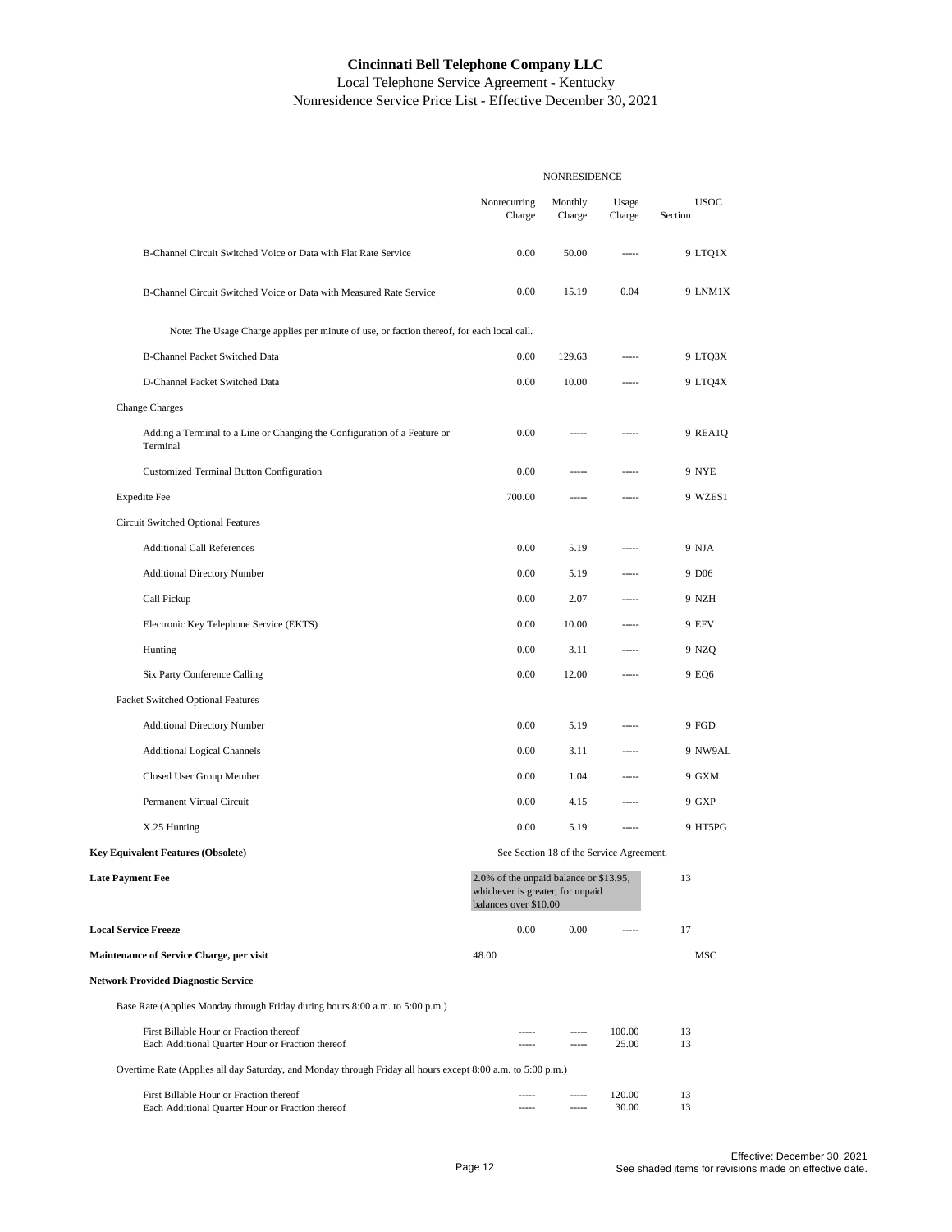# Cincinnati Bell Telephone Company LLC

Local Telephone Service Agreement - Kentucky

Nonresidence Service Price List - Effective December 30, 2021

| | NONRESIDENCE | | | | |
|---|---|---|---|---|---|
| | Nonrecurring Charge | Monthly Charge | Usage Charge | Section | USOC |
| B-Channel Circuit Switched Voice or Data with Flat Rate Service | 0.00 | 50.00 | ----- | 9 | LTQ1X |
| B-Channel Circuit Switched Voice or Data with Measured Rate Service | 0.00 | 15.19 | 0.04 | 9 | LNM1X |
| Note: The Usage Charge applies per minute of use, or faction thereof, for each local call. | | | | | |
| B-Channel Packet Switched Data | 0.00 | 129.63 | ----- | 9 | LTQ3X |
| D-Channel Packet Switched Data | 0.00 | 10.00 | ----- | 9 | LTQ4X |
| Change Charges | | | | | |
| Adding a Terminal to a Line or Changing the Configuration of a Feature or Terminal | 0.00 | ----- | ----- | 9 | REA1Q |
| Customized Terminal Button Configuration | 0.00 | ----- | ----- | 9 | NYE |
| Expedite Fee | 700.00 | ----- | ----- | 9 | WZES1 |
| Circuit Switched Optional Features | | | | | |
| Additional Call References | 0.00 | 5.19 | ----- | 9 | NJA |
| Additional Directory Number | 0.00 | 5.19 | ----- | 9 | D06 |
| Call Pickup | 0.00 | 2.07 | ----- | 9 | NZH |
| Electronic Key Telephone Service (EKTS) | 0.00 | 10.00 | ----- | 9 | EFV |
| Hunting | 0.00 | 3.11 | ----- | 9 | NZQ |
| Six Party Conference Calling | 0.00 | 12.00 | ----- | 9 | EQ6 |
| Packet Switched Optional Features | | | | | |
| Additional Directory Number | 0.00 | 5.19 | ----- | 9 | FGD |
| Additional Logical Channels | 0.00 | 3.11 | ----- | 9 | NW9AL |
| Closed User Group Member | 0.00 | 1.04 | ----- | 9 | GXM |
| Permanent Virtual Circuit | 0.00 | 4.15 | ----- | 9 | GXP |
| X.25 Hunting | 0.00 | 5.19 | ----- | 9 | HT5PG |
| **Key Equivalent Features (Obsolete)** | See Section 18 of the Service Agreement. | | | | |
| **Late Payment Fee** | 2.0% of the unpaid balance or $13.95, whichever is greater, for unpaid balances over $10.00 | | | 13 | |
| **Local Service Freeze** | 0.00 | 0.00 | ----- | 17 | |
| **Maintenance of Service Charge, per visit** | 48.00 | | | | MSC |
| **Network Provided Diagnostic Service** | | | | | |
| Base Rate (Applies Monday through Friday during hours 8:00 a.m. to 5:00 p.m.) | | | | | |
| First Billable Hour or Fraction thereof | ----- | ----- | 100.00 | 13 | |
| Each Additional Quarter Hour or Fraction thereof | ----- | ----- | 25.00 | 13 | |
| Overtime Rate (Applies all day Saturday, and Monday through Friday all hours except 8:00 a.m. to 5:00 p.m.) | | | | | |
| First Billable Hour or Fraction thereof | ----- | ----- | 120.00 | 13 | |
| Each Additional Quarter Hour or Fraction thereof | ----- | ----- | 30.00 | 13 | |

Effective: December 30, 2021
See shaded items for revisions made on effective date.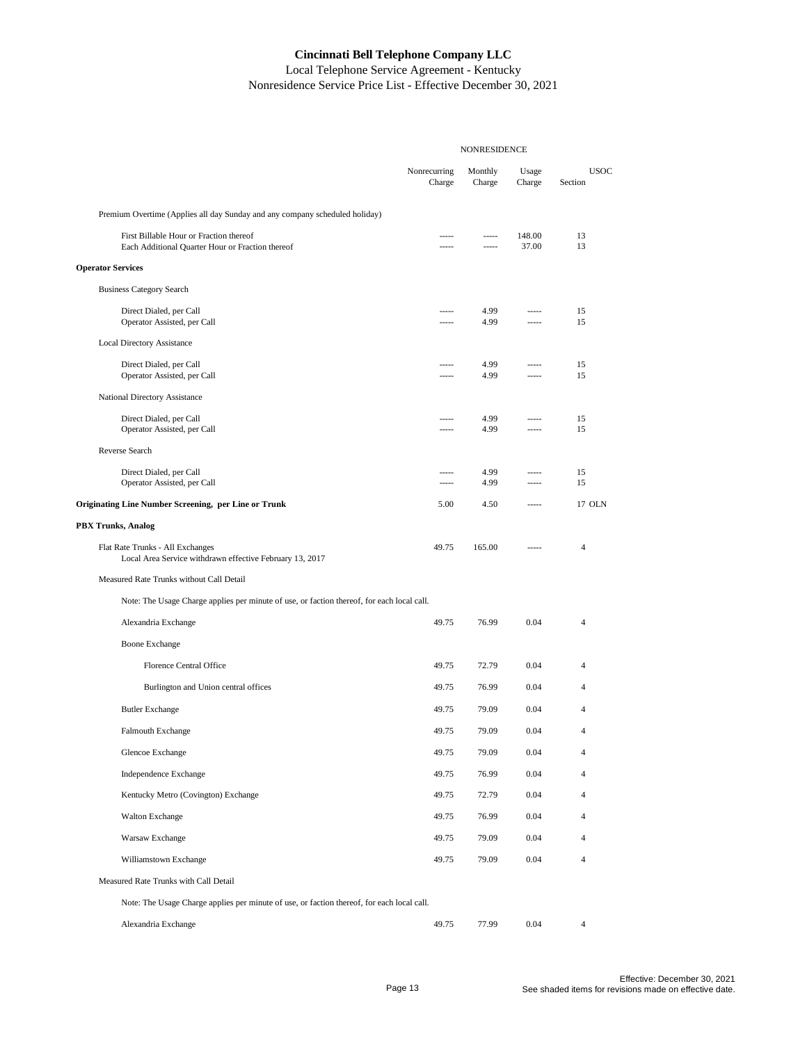# Cincinnati Bell Telephone Company LLC

Local Telephone Service Agreement - Kentucky

Nonresidence Service Price List - Effective December 30, 2021

| | NONRESIDENCE | | | | |
|---|---|---|---|---|---|
| | Nonrecurring Charge | Monthly Charge | Usage Charge | Section | USOC |
| Premium Overtime (Applies all day Sunday and any company scheduled holiday) | | | | | |
| First Billable Hour or Fraction thereof | ----- | ----- | 148.00 | 13 | |
| Each Additional Quarter Hour or Fraction thereof | ----- | ----- | 37.00 | 13 | |
| **Operator Services** | | | | | |
| Business Category Search | | | | | |
| Direct Dialed, per Call | ----- | 4.99 | ----- | 15 | |
| Operator Assisted, per Call | ----- | 4.99 | ----- | 15 | |
| Local Directory Assistance | | | | | |
| Direct Dialed, per Call | ----- | 4.99 | ----- | 15 | |
| Operator Assisted, per Call | ----- | 4.99 | ----- | 15 | |
| National Directory Assistance | | | | | |
| Direct Dialed, per Call | ----- | 4.99 | ----- | 15 | |
| Operator Assisted, per Call | ----- | 4.99 | ----- | 15 | |
| Reverse Search | | | | | |
| Direct Dialed, per Call | ----- | 4.99 | ----- | 15 | |
| Operator Assisted, per Call | ----- | 4.99 | ----- | 15 | |
| **Originating Line Number Screening, per Line or Trunk** | 5.00 | 4.50 | ----- | 17 | OLN |
| **PBX Trunks, Analog** | | | | | |
| Flat Rate Trunks - All Exchanges | 49.75 | 165.00 | ----- | 4 | |
| Local Area Service withdrawn effective February 13, 2017 | | | | | |
| Measured Rate Trunks without Call Detail | | | | | |
| Note: The Usage Charge applies per minute of use, or faction thereof, for each local call. | | | | | |
| Alexandria Exchange | 49.75 | 76.99 | 0.04 | 4 | |
| Boone Exchange | | | | | |
| Florence Central Office | 49.75 | 72.79 | 0.04 | 4 | |
| Burlington and Union central offices | 49.75 | 76.99 | 0.04 | 4 | |
| Butler Exchange | 49.75 | 79.09 | 0.04 | 4 | |
| Falmouth Exchange | 49.75 | 79.09 | 0.04 | 4 | |
| Glencoe Exchange | 49.75 | 79.09 | 0.04 | 4 | |
| Independence Exchange | 49.75 | 76.99 | 0.04 | 4 | |
| Kentucky Metro (Covington) Exchange | 49.75 | 72.79 | 0.04 | 4 | |
| Walton Exchange | 49.75 | 76.99 | 0.04 | 4 | |
| Warsaw Exchange | 49.75 | 79.09 | 0.04 | 4 | |
| Williamstown Exchange | 49.75 | 79.09 | 0.04 | 4 | |
| Measured Rate Trunks with Call Detail | | | | | |
| Note: The Usage Charge applies per minute of use, or faction thereof, for each local call. | | | | | |
| Alexandria Exchange | 49.75 | 77.99 | 0.04 | 4 | |

Effective: December 30, 2021
See shaded items for revisions made on effective date.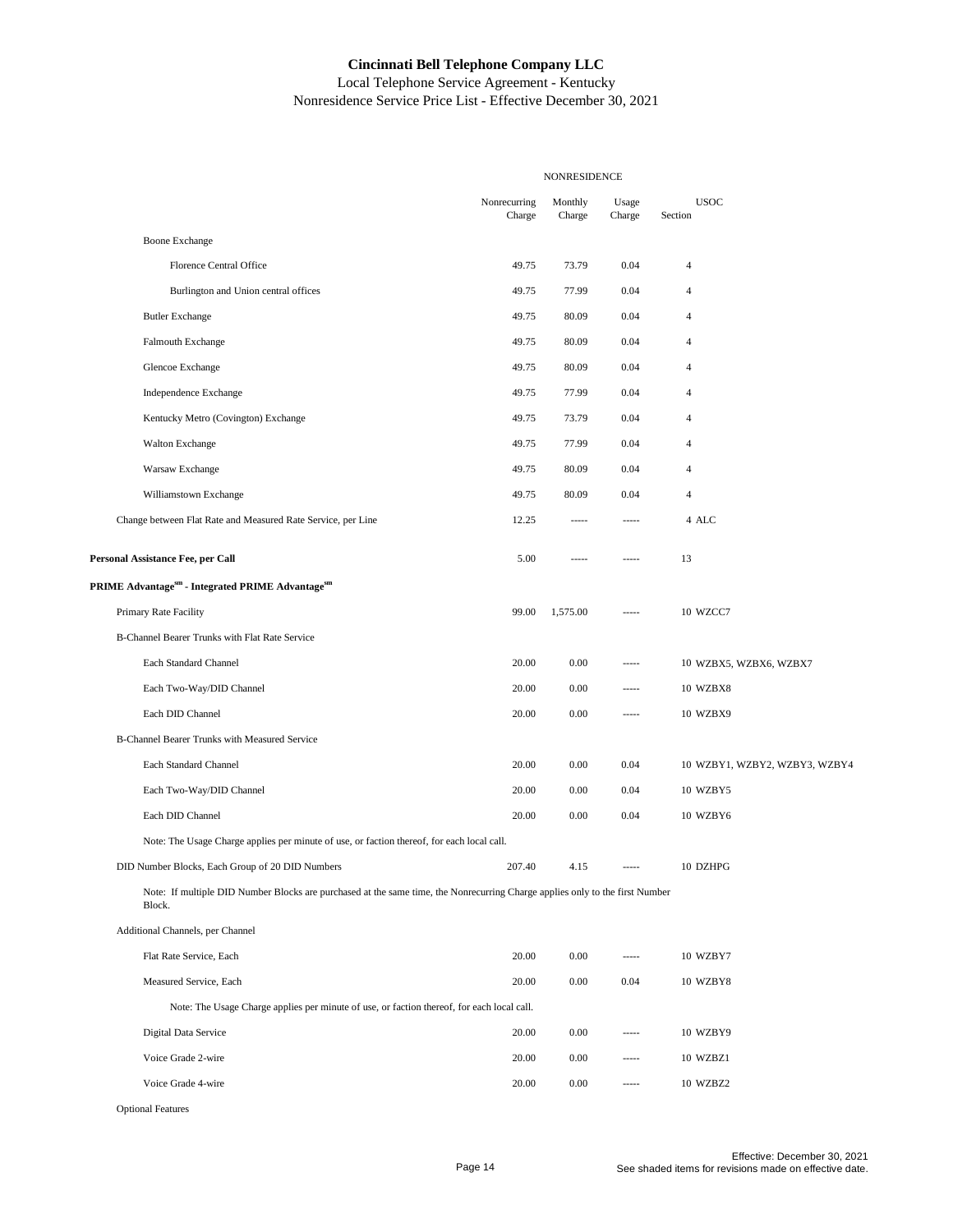**Cincinnati Bell Telephone Company LLC**

Local Telephone Service Agreement - Kentucky

Nonresidence Service Price List - Effective December 30, 2021

| | NONRESIDENCE | | | | |
|---|---|---|---|---|---|
| | Nonrecurring Charge | Monthly Charge | Usage Charge | Section | USOC |
| Boone Exchange | | | | | |
| Florence Central Office | 49.75 | 73.79 | 0.04 | 4 | |
| Burlington and Union central offices | 49.75 | 77.99 | 0.04 | 4 | |
| Butler Exchange | 49.75 | 80.09 | 0.04 | 4 | |
| Falmouth Exchange | 49.75 | 80.09 | 0.04 | 4 | |
| Glencoe Exchange | 49.75 | 80.09 | 0.04 | 4 | |
| Independence Exchange | 49.75 | 77.99 | 0.04 | 4 | |
| Kentucky Metro (Covington) Exchange | 49.75 | 73.79 | 0.04 | 4 | |
| Walton Exchange | 49.75 | 77.99 | 0.04 | 4 | |
| Warsaw Exchange | 49.75 | 80.09 | 0.04 | 4 | |
| Williamstown Exchange | 49.75 | 80.09 | 0.04 | 4 | |
| Change between Flat Rate and Measured Rate Service, per Line | 12.25 | ----- | ----- | 4 | ALC |
| **Personal Assistance Fee, per Call** | 5.00 | ----- | ----- | 13 | |
| **PRIME Advantage[sm] - Integrated PRIME Advantage[sm]** | | | | | |
| Primary Rate Facility | 99.00 | 1,575.00 | ----- | 10 | WZCC7 |
| B-Channel Bearer Trunks with Flat Rate Service | | | | | |
| Each Standard Channel | 20.00 | 0.00 | ----- | 10 | WZBX5, WZBX6, WZBX7 |
| Each Two-Way/DID Channel | 20.00 | 0.00 | ----- | 10 | WZBX8 |
| Each DID Channel | 20.00 | 0.00 | ----- | 10 | WZBX9 |
| B-Channel Bearer Trunks with Measured Service | | | | | |
| Each Standard Channel | 20.00 | 0.00 | 0.04 | 10 | WZBY1, WZBY2, WZBY3, WZBY4 |
| Each Two-Way/DID Channel | 20.00 | 0.00 | 0.04 | 10 | WZBY5 |
| Each DID Channel | 20.00 | 0.00 | 0.04 | 10 | WZBY6 |
| Note: The Usage Charge applies per minute of use, or faction thereof, for each local call. | | | | | |
| DID Number Blocks, Each Group of 20 DID Numbers | 207.40 | 4.15 | ----- | 10 | DZHPG |
| Note: If multiple DID Number Blocks are purchased at the same time, the Nonrecurring Charge applies only to the first Number Block. | | | | | |
| Additional Channels, per Channel | | | | | |
| Flat Rate Service, Each | 20.00 | 0.00 | ----- | 10 | WZBY7 |
| Measured Service, Each | 20.00 | 0.00 | 0.04 | 10 | WZBY8 |
| Note: The Usage Charge applies per minute of use, or faction thereof, for each local call. | | | | | |
| Digital Data Service | 20.00 | 0.00 | ----- | 10 | WZBY9 |
| Voice Grade 2-wire | 20.00 | 0.00 | ----- | 10 | WZBZ1 |
| Voice Grade 4-wire | 20.00 | 0.00 | ----- | 10 | WZBZ2 |
| Optional Features | | | | | |

Effective: December 30, 2021

See shaded items for revisions made on effective date.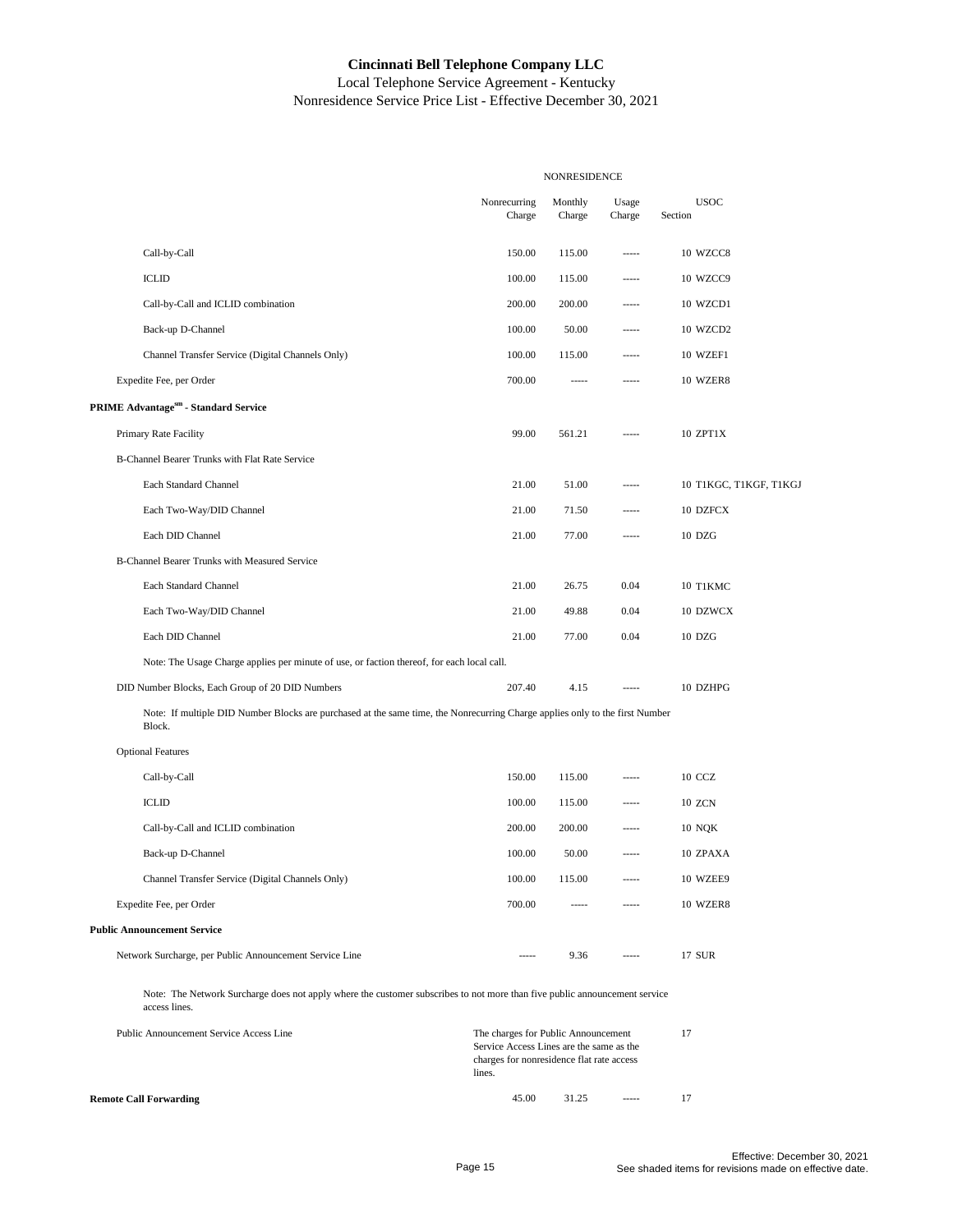**Cincinnati Bell Telephone Company LLC**
Local Telephone Service Agreement - Kentucky
Nonresidence Service Price List - Effective December 30, 2021

| | NONRESIDENCE | | | | |
|---|---|---|---|---|---|
| | Nonrecurring Charge | Monthly Charge | Usage Charge | Section | USOC |
| Call-by-Call | 150.00 | 115.00 | ----- | 10 | WZCC8 |
| ICLID | 100.00 | 115.00 | ----- | 10 | WZCC9 |
| Call-by-Call and ICLID combination | 200.00 | 200.00 | ----- | 10 | WZCD1 |
| Back-up D-Channel | 100.00 | 50.00 | ----- | 10 | WZCD2 |
| Channel Transfer Service (Digital Channels Only) | 100.00 | 115.00 | ----- | 10 | WZEF1 |
| Expedite Fee, per Order | 700.00 | ----- | ----- | 10 | WZER8 |
| **PRIME Advantage[sm] - Standard Service** | | | | | |
| Primary Rate Facility | 99.00 | 561.21 | ----- | 10 | ZPT1X |
| B-Channel Bearer Trunks with Flat Rate Service | | | | | |
| Each Standard Channel | 21.00 | 51.00 | ----- | 10 | T1KGC, T1KGF, T1KGJ |
| Each Two-Way/DID Channel | 21.00 | 71.50 | ----- | 10 | DZFCX |
| Each DID Channel | 21.00 | 77.00 | ----- | 10 | DZG |
| B-Channel Bearer Trunks with Measured Service | | | | | |
| Each Standard Channel | 21.00 | 26.75 | 0.04 | 10 | T1KMC |
| Each Two-Way/DID Channel | 21.00 | 49.88 | 0.04 | 10 | DZWCX |
| Each DID Channel | 21.00 | 77.00 | 0.04 | 10 | DZG |
| Note: The Usage Charge applies per minute of use, or faction thereof, for each local call. | | | | | |
| DID Number Blocks, Each Group of 20 DID Numbers | 207.40 | 4.15 | ----- | 10 | DZHPG |
| Note: If multiple DID Number Blocks are purchased at the same time, the Nonrecurring Charge applies only to the first Number Block. | | | | | |
| Optional Features | | | | | |
| Call-by-Call | 150.00 | 115.00 | ----- | 10 | CCZ |
| ICLID | 100.00 | 115.00 | ----- | 10 | ZCN |
| Call-by-Call and ICLID combination | 200.00 | 200.00 | ----- | 10 | NQK |
| Back-up D-Channel | 100.00 | 50.00 | ----- | 10 | ZPAXA |
| Channel Transfer Service (Digital Channels Only) | 100.00 | 115.00 | ----- | 10 | WZEE9 |
| Expedite Fee, per Order | 700.00 | ----- | ----- | 10 | WZER8 |
| **Public Announcement Service** | | | | | |
| Network Surcharge, per Public Announcement Service Line | ----- | 9.36 | ----- | 17 | SUR |
| Note: The Network Surcharge does not apply where the customer subscribes to not more than five public announcement service access lines. | | | | | |
| Public Announcement Service Access Line | The charges for Public Announcement Service Access Lines are the same as the charges for nonresidence flat rate access lines. | | | 17 | |
| **Remote Call Forwarding** | 45.00 | 31.25 | ----- | 17 | |

Effective: December 30, 2021
See shaded items for revisions made on effective date.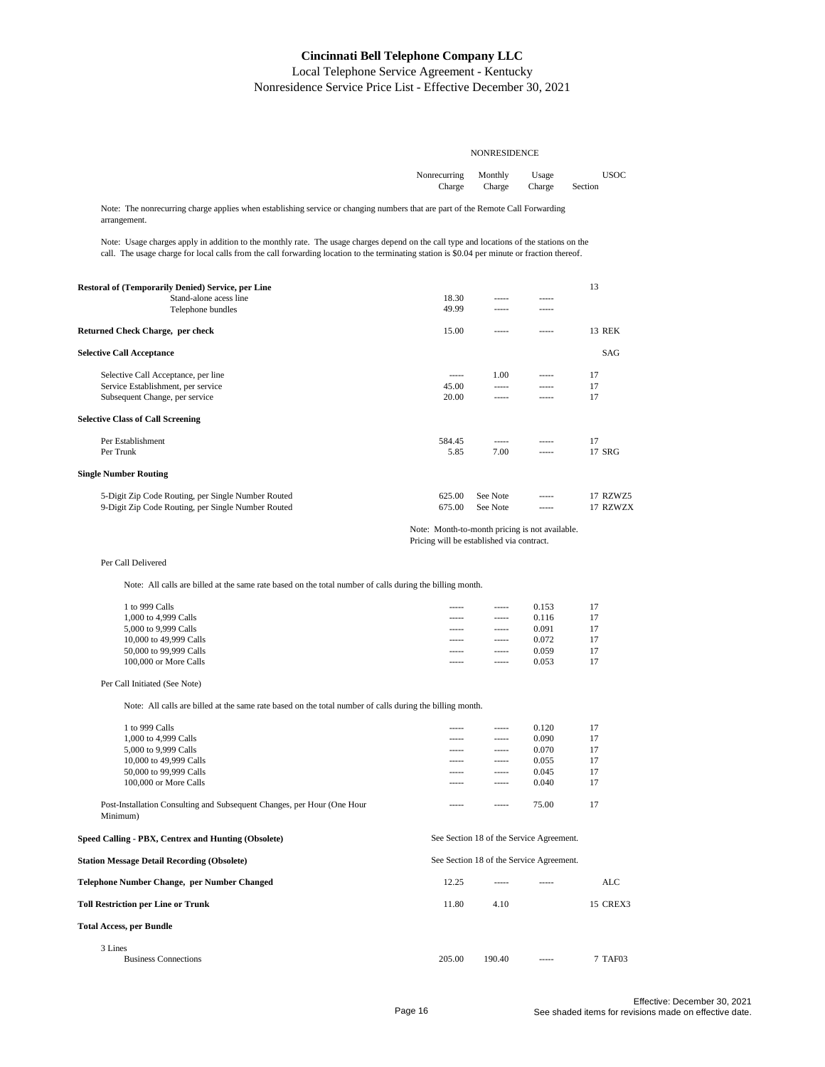# Cincinnati Bell Telephone Company LLC

Local Telephone Service Agreement - Kentucky

Nonresidence Service Price List - Effective December 30, 2021

| | NONRESIDENCE | | | | |
|---|---|---|---|---|---|
| | Nonrecurring Charge | Monthly Charge | Usage Charge | Section | USOC |

Note: The nonrecurring charge applies when establishing service or changing numbers that are part of the Remote Call Forwarding arrangement.

Note: Usage charges apply in addition to the monthly rate. The usage charges depend on the call type and locations of the stations on the call. The usage charge for local calls from the call forwarding location to the terminating station is $0.04 per minute or fraction thereof.

| | Nonrecurring Charge | Monthly Charge | Usage Charge | Section | USOC |
|---|---|---|---|---|---|
| **Restoral of (Temporarily Denied) Service, per Line** | | | | 13 | |
| Stand-alone acess line | 18.30 | ----- | ----- | | |
| Telephone bundles | 49.99 | ----- | ----- | | |
| **Returned Check Charge, per check** | 15.00 | ----- | ----- | 13 | REK |
| **Selective Call Acceptance** | | | | | SAG |
| Selective Call Acceptance, per line | ----- | 1.00 | ----- | 17 | |
| Service Establishment, per service | 45.00 | ----- | ----- | 17 | |
| Subsequent Change, per service | 20.00 | ----- | ----- | 17 | |
| **Selective Class of Call Screening** | | | | | |
| Per Establishment | 584.45 | ----- | ----- | 17 | |
| Per Trunk | 5.85 | 7.00 | ----- | 17 | SRG |
| **Single Number Routing** | | | | | |
| 5-Digit Zip Code Routing, per Single Number Routed | 625.00 | See Note | ----- | 17 | RZWZ5 |
| 9-Digit Zip Code Routing, per Single Number Routed | 675.00 | See Note | ----- | 17 | RZWZX |

Note: Month-to-month pricing is not available. Pricing will be established via contract.

Per Call Delivered

Note: All calls are billed at the same rate based on the total number of calls during the billing month.

| | Nonrecurring Charge | Monthly Charge | Usage Charge | Section | USOC |
|---|---|---|---|---|---|
| 1 to 999 Calls | ----- | ----- | 0.153 | 17 | |
| 1,000 to 4,999 Calls | ----- | ----- | 0.116 | 17 | |
| 5,000 to 9,999 Calls | ----- | ----- | 0.091 | 17 | |
| 10,000 to 49,999 Calls | ----- | ----- | 0.072 | 17 | |
| 50,000 to 99,999 Calls | ----- | ----- | 0.059 | 17 | |
| 100,000 or More Calls | ----- | ----- | 0.053 | 17 | |

Per Call Initiated (See Note)

Note: All calls are billed at the same rate based on the total number of calls during the billing month.

| | Nonrecurring Charge | Monthly Charge | Usage Charge | Section | USOC |
|---|---|---|---|---|---|
| 1 to 999 Calls | ----- | ----- | 0.120 | 17 | |
| 1,000 to 4,999 Calls | ----- | ----- | 0.090 | 17 | |
| 5,000 to 9,999 Calls | ----- | ----- | 0.070 | 17 | |
| 10,000 to 49,999 Calls | ----- | ----- | 0.055 | 17 | |
| 50,000 to 99,999 Calls | ----- | ----- | 0.045 | 17 | |
| 100,000 or More Calls | ----- | ----- | 0.040 | 17 | |
| Post-Installation Consulting and Subsequent Changes, per Hour (One Hour Minimum) | ----- | ----- | 75.00 | 17 | |
| **Speed Calling - PBX, Centrex and Hunting (Obsolete)** | See Section 18 of the Service Agreement. | | | | |
| **Station Message Detail Recording (Obsolete)** | See Section 18 of the Service Agreement. | | | | |
| **Telephone Number Change, per Number Changed** | 12.25 | ----- | ----- | | ALC |
| **Toll Restriction per Line or Trunk** | 11.80 | 4.10 | | 15 | CREX3 |
| **Total Access, per Bundle** | | | | | |
| 3 Lines | | | | | |
| Business Connections | 205.00 | 190.40 | ----- | 7 | TAF03 |

Effective: December 30, 2021
See shaded items for revisions made on effective date.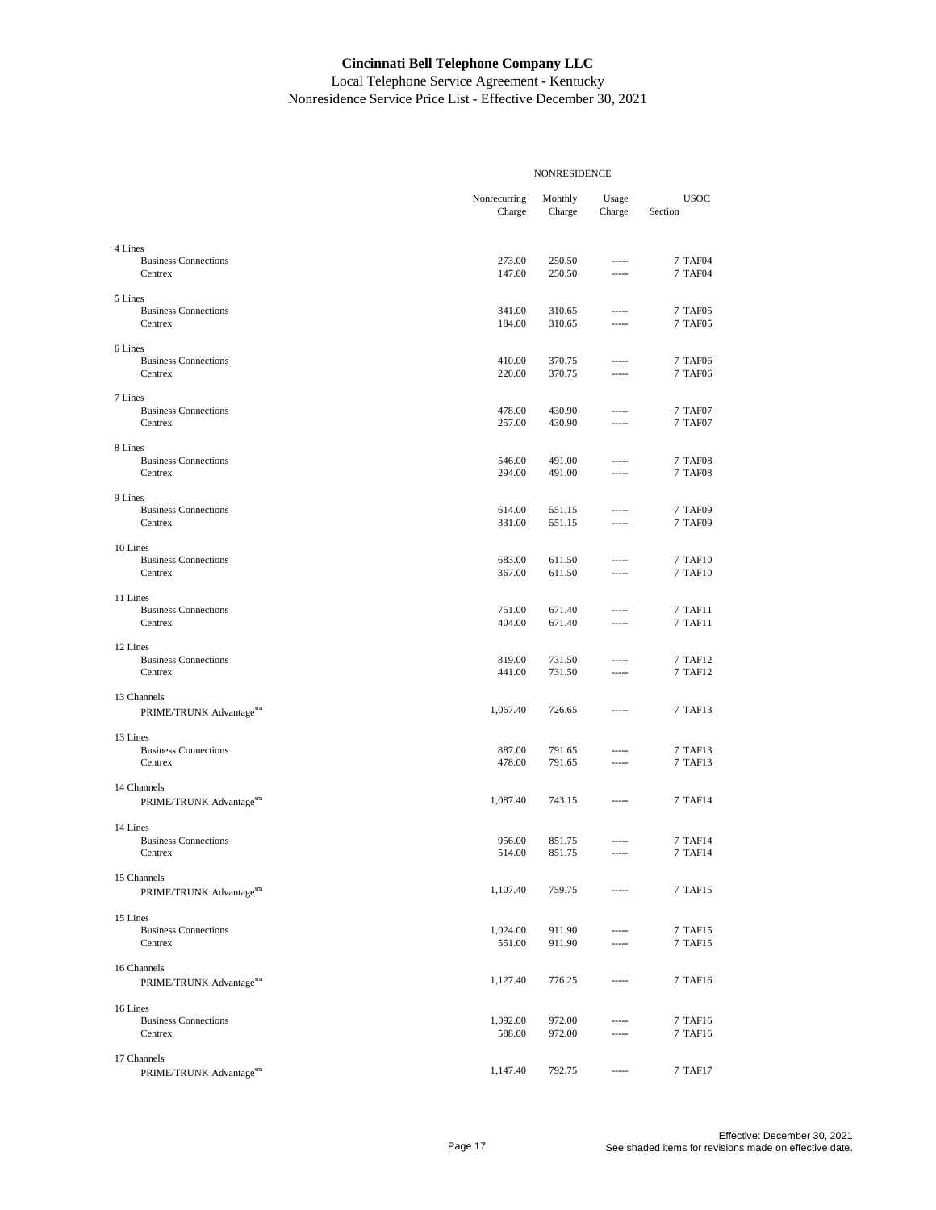**Cincinnati Bell Telephone Company LLC**

Local Telephone Service Agreement - Kentucky

Nonresidence Service Price List - Effective December 30, 2021

| | NONRESIDENCE | | | |
|---|---|---|---|---|
| | Nonrecurring Charge | Monthly Charge | Usage Charge | USOC Section |
| 4 Lines | | | | |
| Business Connections | 273.00 | 250.50 | ----- | 7 TAF04 |
| Centrex | 147.00 | 250.50 | ----- | 7 TAF04 |
| 5 Lines | | | | |
| Business Connections | 341.00 | 310.65 | ----- | 7 TAF05 |
| Centrex | 184.00 | 310.65 | ----- | 7 TAF05 |
| 6 Lines | | | | |
| Business Connections | 410.00 | 370.75 | ----- | 7 TAF06 |
| Centrex | 220.00 | 370.75 | ----- | 7 TAF06 |
| 7 Lines | | | | |
| Business Connections | 478.00 | 430.90 | ----- | 7 TAF07 |
| Centrex | 257.00 | 430.90 | ----- | 7 TAF07 |
| 8 Lines | | | | |
| Business Connections | 546.00 | 491.00 | ----- | 7 TAF08 |
| Centrex | 294.00 | 491.00 | ----- | 7 TAF08 |
| 9 Lines | | | | |
| Business Connections | 614.00 | 551.15 | ----- | 7 TAF09 |
| Centrex | 331.00 | 551.15 | ----- | 7 TAF09 |
| 10 Lines | | | | |
| Business Connections | 683.00 | 611.50 | ----- | 7 TAF10 |
| Centrex | 367.00 | 611.50 | ----- | 7 TAF10 |
| 11 Lines | | | | |
| Business Connections | 751.00 | 671.40 | ----- | 7 TAF11 |
| Centrex | 404.00 | 671.40 | ----- | 7 TAF11 |
| 12 Lines | | | | |
| Business Connections | 819.00 | 731.50 | ----- | 7 TAF12 |
| Centrex | 441.00 | 731.50 | ----- | 7 TAF12 |
| 13 Channels | | | | |
| PRIME/TRUNK Advantage[sm] | 1,067.40 | 726.65 | ----- | 7 TAF13 |
| 13 Lines | | | | |
| Business Connections | 887.00 | 791.65 | ----- | 7 TAF13 |
| Centrex | 478.00 | 791.65 | ----- | 7 TAF13 |
| 14 Channels | | | | |
| PRIME/TRUNK Advantage[sm] | 1,087.40 | 743.15 | ----- | 7 TAF14 |
| 14 Lines | | | | |
| Business Connections | 956.00 | 851.75 | ----- | 7 TAF14 |
| Centrex | 514.00 | 851.75 | ----- | 7 TAF14 |
| 15 Channels | | | | |
| PRIME/TRUNK Advantage[sm] | 1,107.40 | 759.75 | ----- | 7 TAF15 |
| 15 Lines | | | | |
| Business Connections | 1,024.00 | 911.90 | ----- | 7 TAF15 |
| Centrex | 551.00 | 911.90 | ----- | 7 TAF15 |
| 16 Channels | | | | |
| PRIME/TRUNK Advantage[sm] | 1,127.40 | 776.25 | ----- | 7 TAF16 |
| 16 Lines | | | | |
| Business Connections | 1,092.00 | 972.00 | ----- | 7 TAF16 |
| Centrex | 588.00 | 972.00 | ----- | 7 TAF16 |
| 17 Channels | | | | |
| PRIME/TRUNK Advantage[sm] | 1,147.40 | 792.75 | ----- | 7 TAF17 |

Effective: December 30, 2021
See shaded items for revisions made on effective date.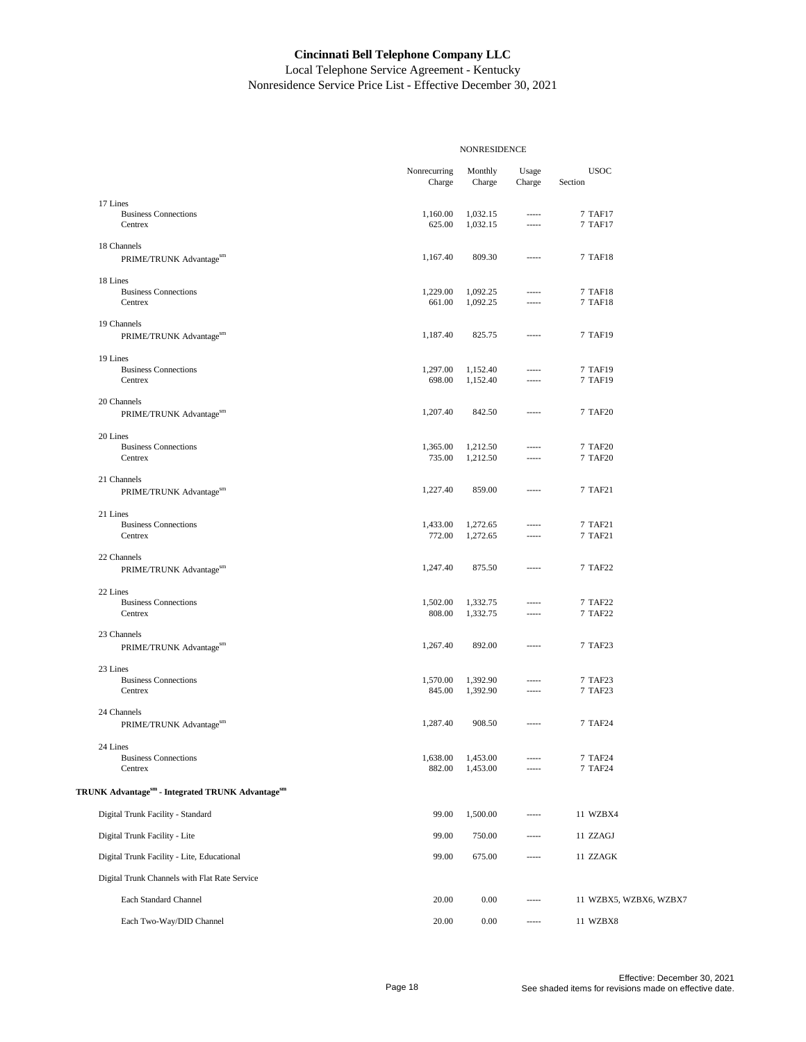# Cincinnati Bell Telephone Company LLC

Local Telephone Service Agreement - Kentucky

Nonresidence Service Price List - Effective December 30, 2021

| | NONRESIDENCE | | | |
|---|---|---|---|---|
| | Nonrecurring Charge | Monthly Charge | Usage Charge | USOC Section |
| 17 Lines | | | | |
| Business Connections | 1,160.00 | 1,032.15 | ----- | 7 TAF17 |
| Centrex | 625.00 | 1,032.15 | ----- | 7 TAF17 |
| 18 Channels | | | | |
| PRIME/TRUNK Advantage[sm] | 1,167.40 | 809.30 | ----- | 7 TAF18 |
| 18 Lines | | | | |
| Business Connections | 1,229.00 | 1,092.25 | ----- | 7 TAF18 |
| Centrex | 661.00 | 1,092.25 | ----- | 7 TAF18 |
| 19 Channels | | | | |
| PRIME/TRUNK Advantage[sm] | 1,187.40 | 825.75 | ----- | 7 TAF19 |
| 19 Lines | | | | |
| Business Connections | 1,297.00 | 1,152.40 | ----- | 7 TAF19 |
| Centrex | 698.00 | 1,152.40 | ----- | 7 TAF19 |
| 20 Channels | | | | |
| PRIME/TRUNK Advantage[sm] | 1,207.40 | 842.50 | ----- | 7 TAF20 |
| 20 Lines | | | | |
| Business Connections | 1,365.00 | 1,212.50 | ----- | 7 TAF20 |
| Centrex | 735.00 | 1,212.50 | ----- | 7 TAF20 |
| 21 Channels | | | | |
| PRIME/TRUNK Advantage[sm] | 1,227.40 | 859.00 | ----- | 7 TAF21 |
| 21 Lines | | | | |
| Business Connections | 1,433.00 | 1,272.65 | ----- | 7 TAF21 |
| Centrex | 772.00 | 1,272.65 | ----- | 7 TAF21 |
| 22 Channels | | | | |
| PRIME/TRUNK Advantage[sm] | 1,247.40 | 875.50 | ----- | 7 TAF22 |
| 22 Lines | | | | |
| Business Connections | 1,502.00 | 1,332.75 | ----- | 7 TAF22 |
| Centrex | 808.00 | 1,332.75 | ----- | 7 TAF22 |
| 23 Channels | | | | |
| PRIME/TRUNK Advantage[sm] | 1,267.40 | 892.00 | ----- | 7 TAF23 |
| 23 Lines | | | | |
| Business Connections | 1,570.00 | 1,392.90 | ----- | 7 TAF23 |
| Centrex | 845.00 | 1,392.90 | ----- | 7 TAF23 |
| 24 Channels | | | | |
| PRIME/TRUNK Advantage[sm] | 1,287.40 | 908.50 | ----- | 7 TAF24 |
| 24 Lines | | | | |
| Business Connections | 1,638.00 | 1,453.00 | ----- | 7 TAF24 |
| Centrex | 882.00 | 1,453.00 | ----- | 7 TAF24 |
| **TRUNK Advantage[sm] - Integrated TRUNK Advantage[sm]** | | | | |
| Digital Trunk Facility - Standard | 99.00 | 1,500.00 | ----- | 11 WZBX4 |
| Digital Trunk Facility - Lite | 99.00 | 750.00 | ----- | 11 ZZAGJ |
| Digital Trunk Facility - Lite, Educational | 99.00 | 675.00 | ----- | 11 ZZAGK |
| Digital Trunk Channels with Flat Rate Service | | | | |
| Each Standard Channel | 20.00 | 0.00 | ----- | 11 WZBX5, WZBX6, WZBX7 |
| Each Two-Way/DID Channel | 20.00 | 0.00 | ----- | 11 WZBX8 |

Effective: December 30, 2021

See shaded items for revisions made on effective date.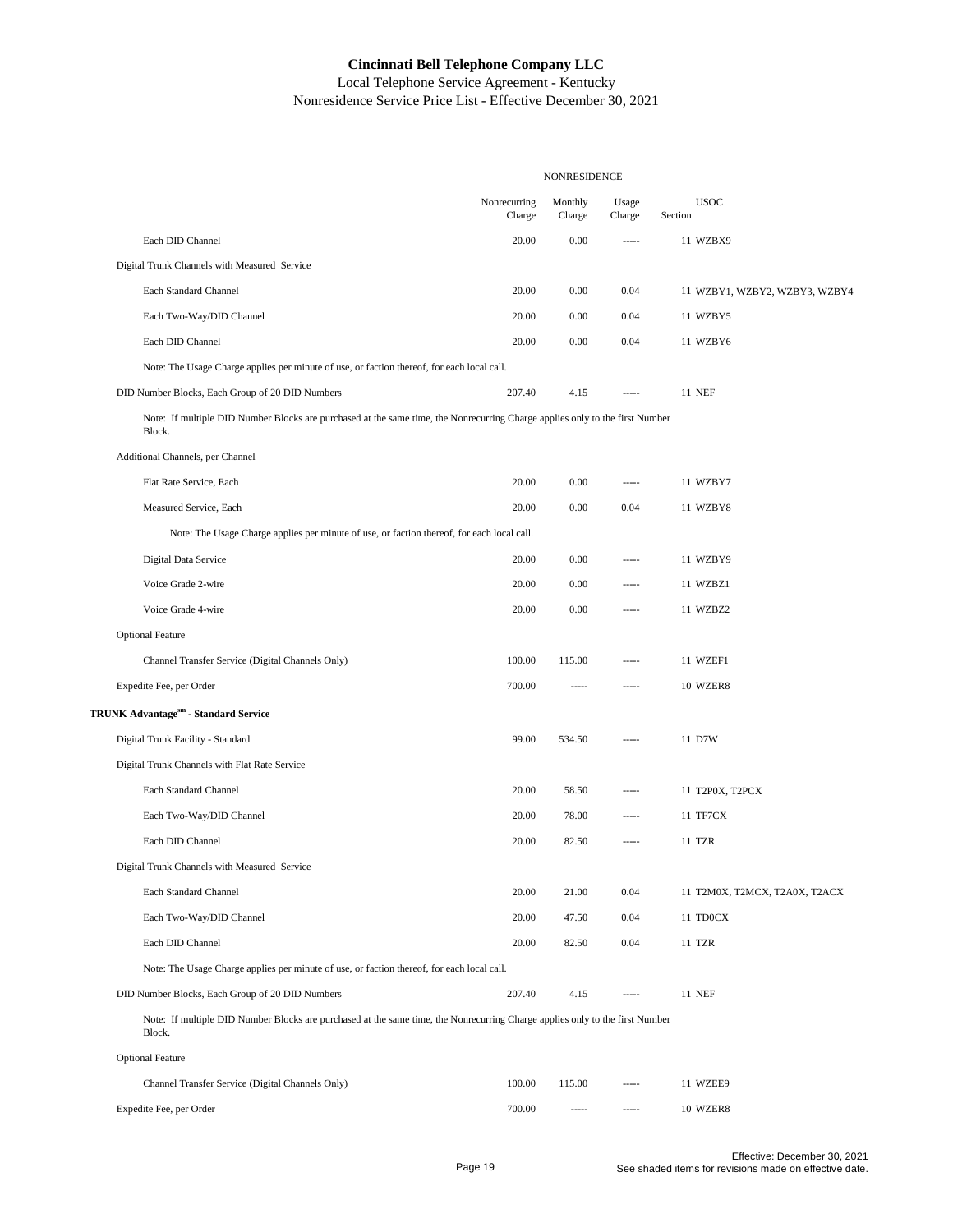**Cincinnati Bell Telephone Company LLC**

Local Telephone Service Agreement - Kentucky

Nonresidence Service Price List - Effective December 30, 2021

| | NONRESIDENCE | | | | |
|---|---|---|---|---|---|
| | Nonrecurring Charge | Monthly Charge | Usage Charge | Section | USOC |
| Each DID Channel | 20.00 | 0.00 | ----- | 11 | WZBX9 |
| Digital Trunk Channels with Measured Service | | | | | |
| Each Standard Channel | 20.00 | 0.00 | 0.04 | 11 | WZBY1, WZBY2, WZBY3, WZBY4 |
| Each Two-Way/DID Channel | 20.00 | 0.00 | 0.04 | 11 | WZBY5 |
| Each DID Channel | 20.00 | 0.00 | 0.04 | 11 | WZBY6 |
| Note: The Usage Charge applies per minute of use, or faction thereof, for each local call. | | | | | |
| DID Number Blocks, Each Group of 20 DID Numbers | 207.40 | 4.15 | ----- | 11 | NEF |
| Note: If multiple DID Number Blocks are purchased at the same time, the Nonrecurring Charge applies only to the first Number Block. | | | | | |
| Additional Channels, per Channel | | | | | |
| Flat Rate Service, Each | 20.00 | 0.00 | ----- | 11 | WZBY7 |
| Measured Service, Each | 20.00 | 0.00 | 0.04 | 11 | WZBY8 |
| Note: The Usage Charge applies per minute of use, or faction thereof, for each local call. | | | | | |
| Digital Data Service | 20.00 | 0.00 | ----- | 11 | WZBY9 |
| Voice Grade 2-wire | 20.00 | 0.00 | ----- | 11 | WZBZ1 |
| Voice Grade 4-wire | 20.00 | 0.00 | ----- | 11 | WZBZ2 |
| Optional Feature | | | | | |
| Channel Transfer Service (Digital Channels Only) | 100.00 | 115.00 | ----- | 11 | WZEF1 |
| Expedite Fee, per Order | 700.00 | ----- | ----- | 10 | WZER8 |
| **TRUNK Advantage[sm] - Standard Service** | | | | | |
| Digital Trunk Facility - Standard | 99.00 | 534.50 | ----- | 11 | D7W |
| Digital Trunk Channels with Flat Rate Service | | | | | |
| Each Standard Channel | 20.00 | 58.50 | ----- | 11 | T2P0X, T2PCX |
| Each Two-Way/DID Channel | 20.00 | 78.00 | ----- | 11 | TF7CX |
| Each DID Channel | 20.00 | 82.50 | ----- | 11 | TZR |
| Digital Trunk Channels with Measured Service | | | | | |
| Each Standard Channel | 20.00 | 21.00 | 0.04 | 11 | T2M0X, T2MCX, T2A0X, T2ACX |
| Each Two-Way/DID Channel | 20.00 | 47.50 | 0.04 | 11 | TD0CX |
| Each DID Channel | 20.00 | 82.50 | 0.04 | 11 | TZR |
| Note: The Usage Charge applies per minute of use, or faction thereof, for each local call. | | | | | |
| DID Number Blocks, Each Group of 20 DID Numbers | 207.40 | 4.15 | ----- | 11 | NEF |
| Note: If multiple DID Number Blocks are purchased at the same time, the Nonrecurring Charge applies only to the first Number Block. | | | | | |
| Optional Feature | | | | | |
| Channel Transfer Service (Digital Channels Only) | 100.00 | 115.00 | ----- | 11 | WZEE9 |
| Expedite Fee, per Order | 700.00 | ----- | ----- | 10 | WZER8 |

Effective: December 30, 2021

See shaded items for revisions made on effective date.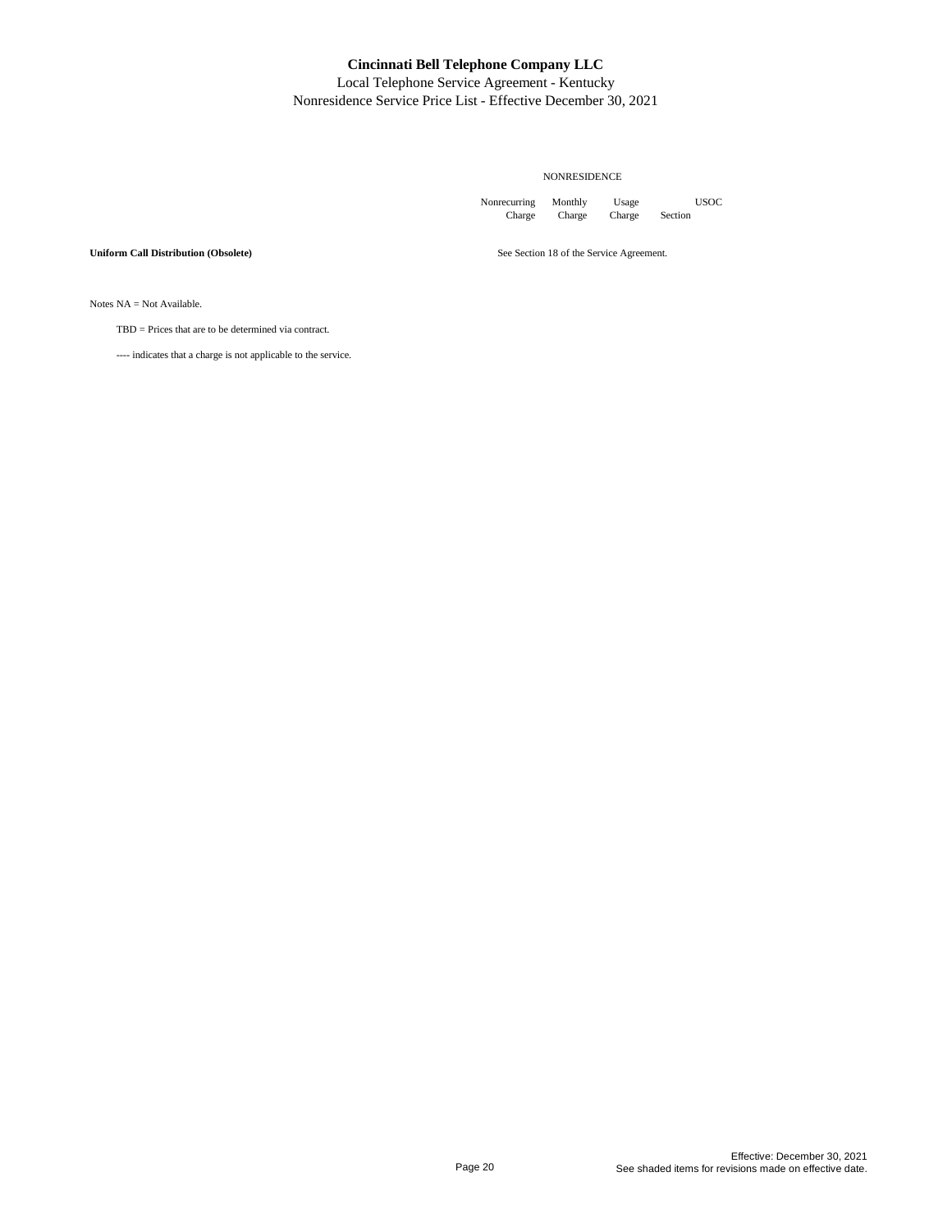**Cincinnati Bell Telephone Company LLC**
Local Telephone Service Agreement - Kentucky
Nonresidence Service Price List - Effective December 30, 2021

| | NONRESIDENCE | | | | |
|---|---|---|---|---|---|
| | Nonrecurring Charge | Monthly Charge | Usage Charge | Section | USOC |
| **Uniform Call Distribution (Obsolete)** | See Section 18 of the Service Agreement. | | | | |

Notes NA = Not Available.

TBD = Prices that are to be determined via contract.

---- indicates that a charge is not applicable to the service.

Effective: December 30, 2021
See shaded items for revisions made on effective date.